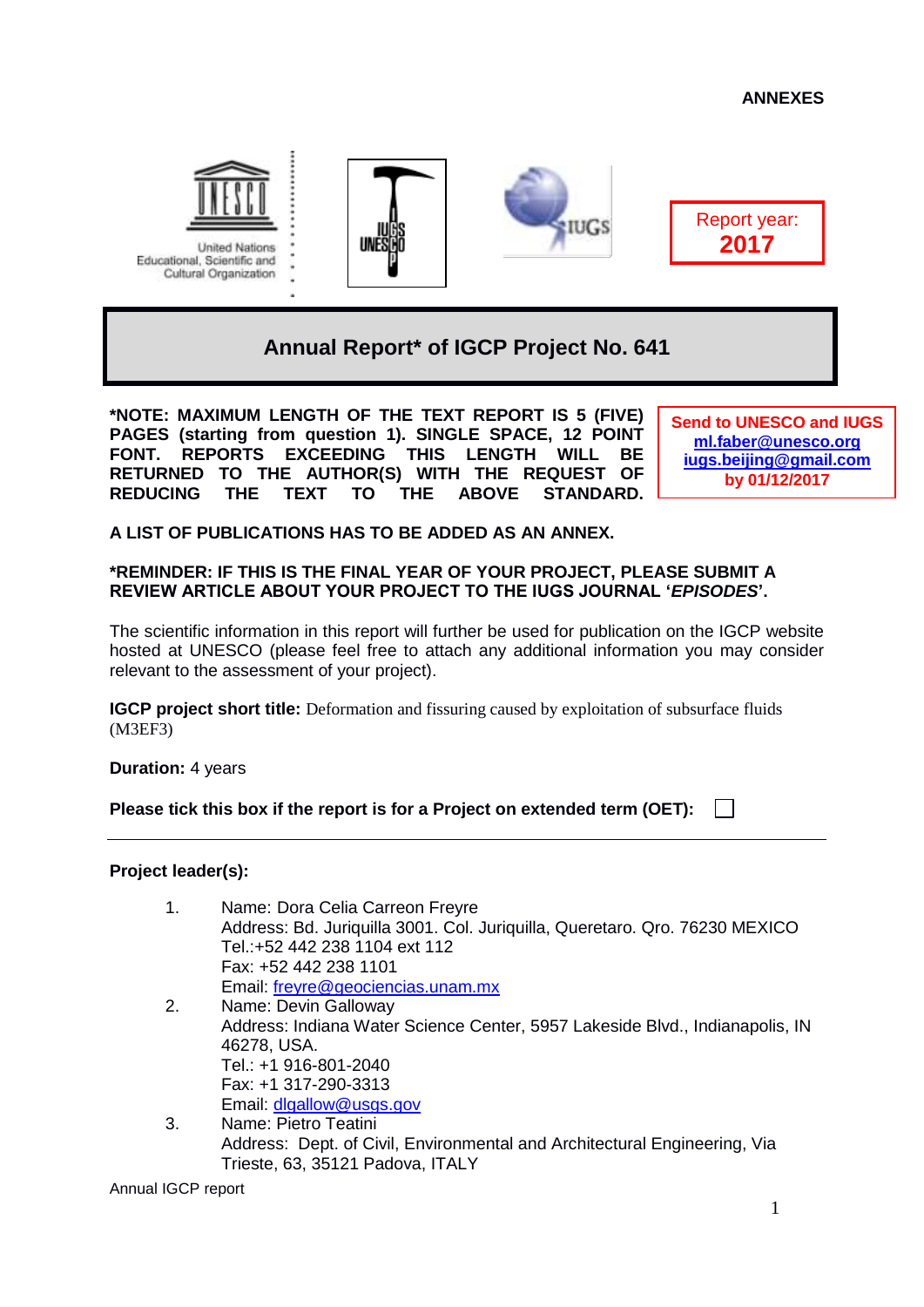**ANNEXES**

Report year: **2017**

# Annual Report* of IGCP Project No. 641

***NOTE: MAXIMUM LENGTH OF THE TEXT REPORT IS 5 (FIVE) PAGES (starting from question 1). SINGLE SPACE, 12 POINT FONT. REPORTS EXCEEDING THIS LENGTH WILL BE RETURNED TO THE AUTHOR(S) WITH THE REQUEST OF REDUCING THE TEXT TO THE ABOVE STANDARD.**

**Send to UNESCO and IUGS**
**ml.faber@unesco.org**
**iugs.beijing@gmail.com**
**by 01/12/2017**

**A LIST OF PUBLICATIONS HAS TO BE ADDED AS AN ANNEX.**

***REMINDER: IF THIS IS THE FINAL YEAR OF YOUR PROJECT, PLEASE SUBMIT A REVIEW ARTICLE ABOUT YOUR PROJECT TO THE IUGS JOURNAL '*EPISODES*'.**

The scientific information in this report will further be used for publication on the IGCP website hosted at UNESCO (please feel free to attach any additional information you may consider relevant to the assessment of your project).

**IGCP project short title:** Deformation and fissuring caused by exploitation of subsurface fluids (M3EF3)

**Duration:** 4 years

**Please tick this box if the report is for a Project on extended term (OET):** ☐

---

**Project leader(s):**

1. Name: Dora Celia Carreon Freyre
   Address: Bd. Juriquilla 3001. Col. Juriquilla, Queretaro. Qro. 76230 MEXICO
   Tel.:+52 442 238 1104 ext 112
   Fax: +52 442 238 1101
   Email: freyre@geociencias.unam.mx
2. Name: Devin Galloway
   Address: Indiana Water Science Center, 5957 Lakeside Blvd., Indianapolis, IN 46278, USA.
   Tel.: +1 916-801-2040
   Fax: +1 317-290-3313
   Email: dlgallow@usgs.gov
3. Name: Pietro Teatini
   Address: Dept. of Civil, Environmental and Architectural Engineering, Via Trieste, 63, 35121 Padova, ITALY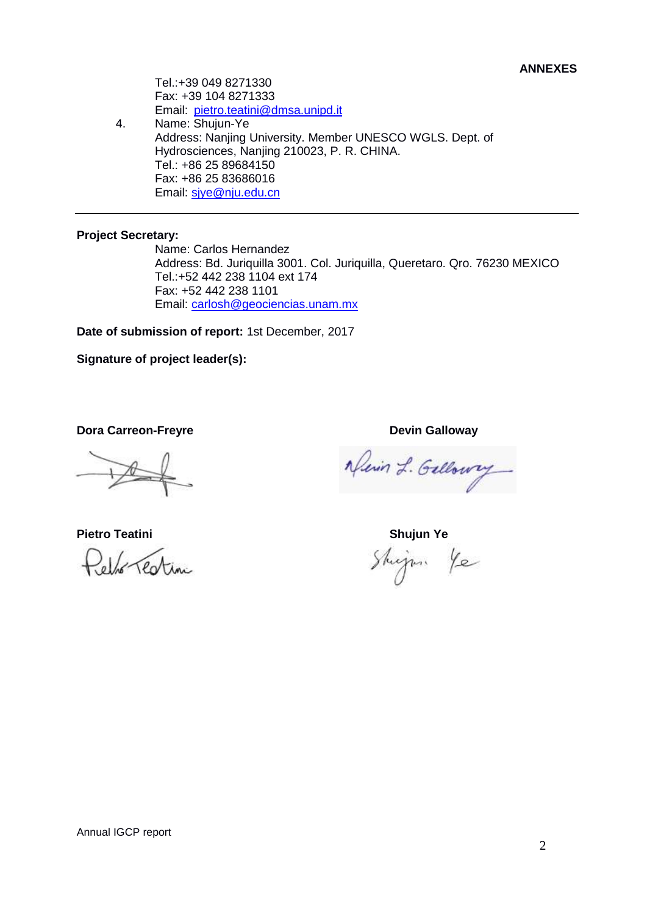Tel.:+39 049 8271330
Fax: +39 104 8271333
Email: pietro.teatini@dmsa.unipd.it

4. Name: Shujun-Ye
Address: Nanjing University. Member UNESCO WGLS. Dept. of Hydrosciences, Nanjing 210023, P. R. CHINA.
Tel.: +86 25 89684150
Fax: +86 25 83686016
Email: sjye@nju.edu.cn

---

**Project Secretary:**

Name: Carlos Hernandez
Address: Bd. Juriquilla 3001. Col. Juriquilla, Queretaro. Qro. 76230 MEXICO
Tel.:+52 442 238 1104 ext 174
Fax: +52 442 238 1101
Email: carlosh@geociencias.unam.mx

**Date of submission of report:** 1st December, 2017

**Signature of project leader(s):**

**Dora Carreon-Freyre**

**Devin Galloway**

**Pietro Teatini**

**Shujun Ye**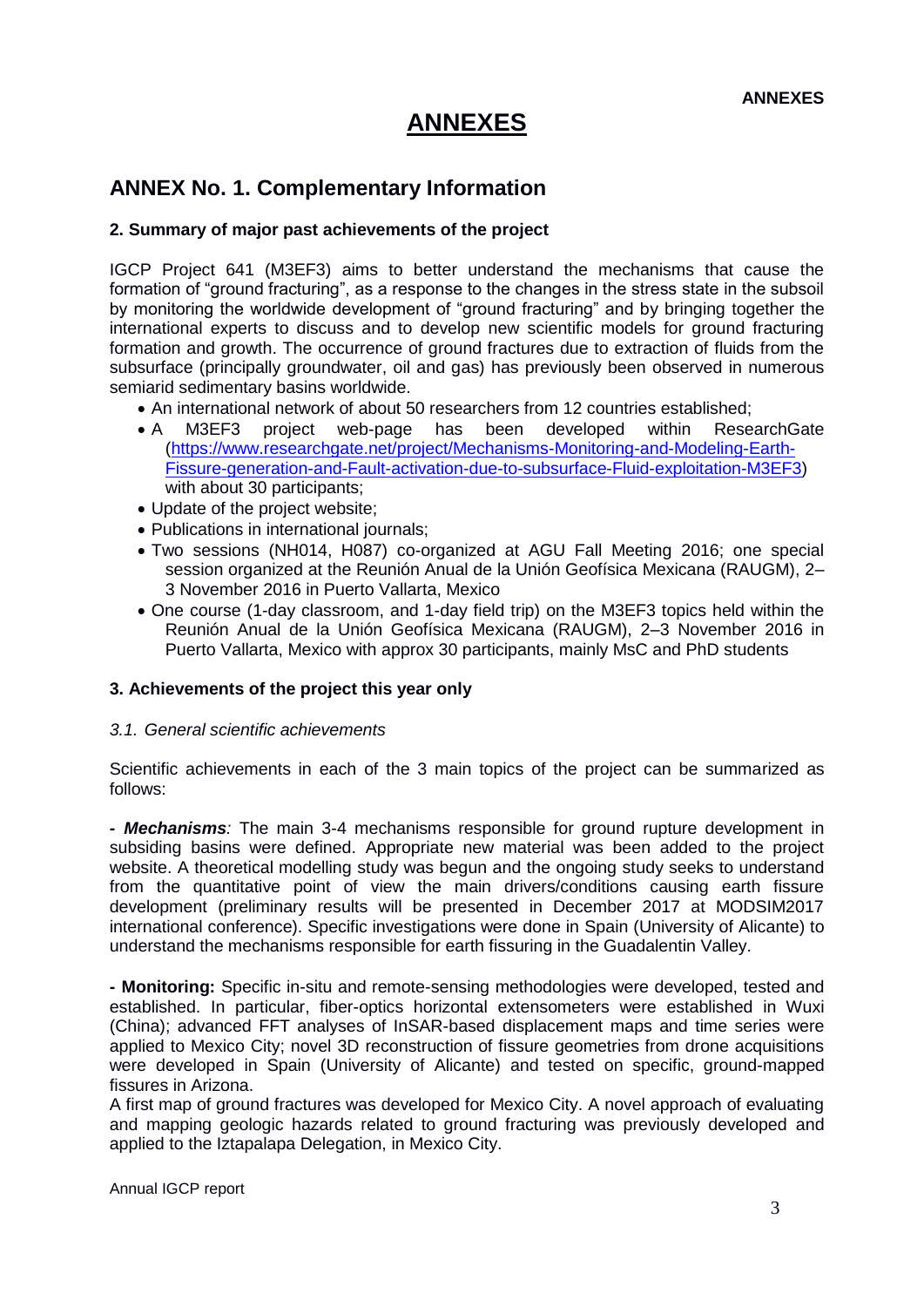# ANNEXES

## ANNEX No. 1. Complementary Information

### 2. Summary of major past achievements of the project

IGCP Project 641 (M3EF3) aims to better understand the mechanisms that cause the formation of "ground fracturing", as a response to the changes in the stress state in the subsoil by monitoring the worldwide development of "ground fracturing" and by bringing together the international experts to discuss and to develop new scientific models for ground fracturing formation and growth. The occurrence of ground fractures due to extraction of fluids from the subsurface (principally groundwater, oil and gas) has previously been observed in numerous semiarid sedimentary basins worldwide.

- An international network of about 50 researchers from 12 countries established;
- A M3EF3 project web-page has been developed within ResearchGate (https://www.researchgate.net/project/Mechanisms-Monitoring-and-Modeling-Earth-Fissure-generation-and-Fault-activation-due-to-subsurface-Fluid-exploitation-M3EF3) with about 30 participants;
- Update of the project website;
- Publications in international journals;
- Two sessions (NH014, H087) co-organized at AGU Fall Meeting 2016; one special session organized at the Reunión Anual de la Unión Geofísica Mexicana (RAUGM), 2–3 November 2016 in Puerto Vallarta, Mexico
- One course (1-day classroom, and 1-day field trip) on the M3EF3 topics held within the Reunión Anual de la Unión Geofísica Mexicana (RAUGM), 2–3 November 2016 in Puerto Vallarta, Mexico with approx 30 participants, mainly MsC and PhD students

### 3. Achievements of the project this year only

*3.1. General scientific achievements*

Scientific achievements in each of the 3 main topics of the project can be summarized as follows:

***- Mechanisms****:* The main 3-4 mechanisms responsible for ground rupture development in subsiding basins were defined. Appropriate new material was been added to the project website. A theoretical modelling study was begun and the ongoing study seeks to understand from the quantitative point of view the main drivers/conditions causing earth fissure development (preliminary results will be presented in December 2017 at MODSIM2017 international conference). Specific investigations were done in Spain (University of Alicante) to understand the mechanisms responsible for earth fissuring in the Guadalentin Valley.

**- Monitoring:** Specific in-situ and remote-sensing methodologies were developed, tested and established. In particular, fiber-optics horizontal extensometers were established in Wuxi (China); advanced FFT analyses of InSAR-based displacement maps and time series were applied to Mexico City; novel 3D reconstruction of fissure geometries from drone acquisitions were developed in Spain (University of Alicante) and tested on specific, ground-mapped fissures in Arizona.

A first map of ground fractures was developed for Mexico City. A novel approach of evaluating and mapping geologic hazards related to ground fracturing was previously developed and applied to the Iztapalapa Delegation, in Mexico City.

Annual IGCP report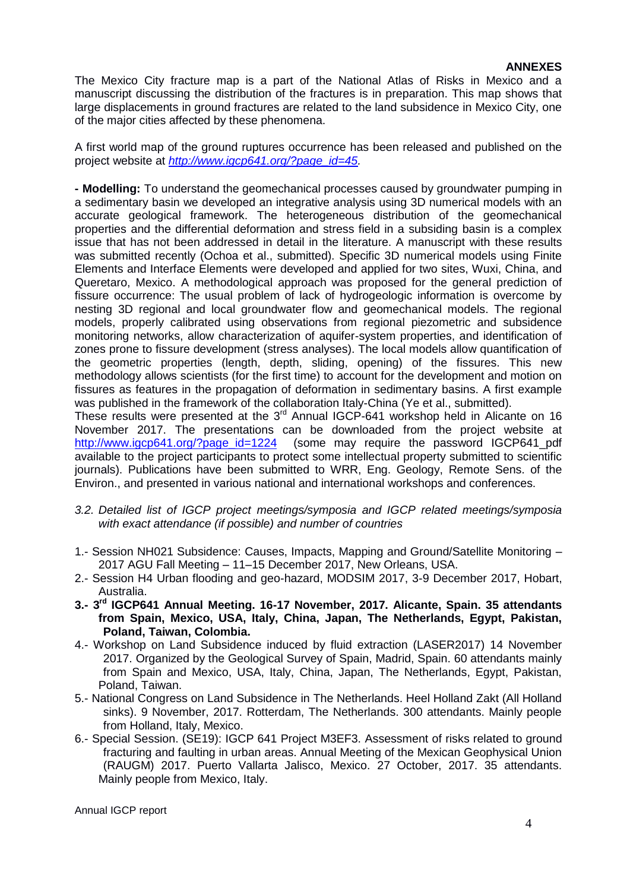**ANNEXES**

The Mexico City fracture map is a part of the National Atlas of Risks in Mexico and a manuscript discussing the distribution of the fractures is in preparation. This map shows that large displacements in ground fractures are related to the land subsidence in Mexico City, one of the major cities affected by these phenomena.

A first world map of the ground ruptures occurrence has been released and published on the project website at *http://www.igcp641.org/?page_id=45.*

**- Modelling:** To understand the geomechanical processes caused by groundwater pumping in a sedimentary basin we developed an integrative analysis using 3D numerical models with an accurate geological framework. The heterogeneous distribution of the geomechanical properties and the differential deformation and stress field in a subsiding basin is a complex issue that has not been addressed in detail in the literature. A manuscript with these results was submitted recently (Ochoa et al., submitted). Specific 3D numerical models using Finite Elements and Interface Elements were developed and applied for two sites, Wuxi, China, and Queretaro, Mexico. A methodological approach was proposed for the general prediction of fissure occurrence: The usual problem of lack of hydrogeologic information is overcome by nesting 3D regional and local groundwater flow and geomechanical models. The regional models, properly calibrated using observations from regional piezometric and subsidence monitoring networks, allow characterization of aquifer-system properties, and identification of zones prone to fissure development (stress analyses). The local models allow quantification of the geometric properties (length, depth, sliding, opening) of the fissures. This new methodology allows scientists (for the first time) to account for the development and motion on fissures as features in the propagation of deformation in sedimentary basins. A first example was published in the framework of the collaboration Italy-China (Ye et al., submitted).
These results were presented at the 3rd Annual IGCP-641 workshop held in Alicante on 16 November 2017. The presentations can be downloaded from the project website at http://www.igcp641.org/?page_id=1224 (some may require the password IGCP641_pdf available to the project participants to protect some intellectual property submitted to scientific journals). Publications have been submitted to WRR, Eng. Geology, Remote Sens. of the Environ., and presented in various national and international workshops and conferences.

*3.2. Detailed list of IGCP project meetings/symposia and IGCP related meetings/symposia with exact attendance (if possible) and number of countries*

1.- Session NH021 Subsidence: Causes, Impacts, Mapping and Ground/Satellite Monitoring – 2017 AGU Fall Meeting – 11–15 December 2017, New Orleans, USA.

2.- Session H4 Urban flooding and geo-hazard, MODSIM 2017, 3-9 December 2017, Hobart, Australia.

**3.- 3rd IGCP641 Annual Meeting. 16-17 November, 2017. Alicante, Spain. 35 attendants from Spain, Mexico, USA, Italy, China, Japan, The Netherlands, Egypt, Pakistan, Poland, Taiwan, Colombia.**

4.- Workshop on Land Subsidence induced by fluid extraction (LASER2017) 14 November 2017. Organized by the Geological Survey of Spain, Madrid, Spain. 60 attendants mainly from Spain and Mexico, USA, Italy, China, Japan, The Netherlands, Egypt, Pakistan, Poland, Taiwan.

5.- National Congress on Land Subsidence in The Netherlands. Heel Holland Zakt (All Holland sinks). 9 November, 2017. Rotterdam, The Netherlands. 300 attendants. Mainly people from Holland, Italy, Mexico.

6.- Special Session. (SE19): IGCP 641 Project M3EF3. Assessment of risks related to ground fracturing and faulting in urban areas. Annual Meeting of the Mexican Geophysical Union (RAUGM) 2017. Puerto Vallarta Jalisco, Mexico. 27 October, 2017. 35 attendants. Mainly people from Mexico, Italy.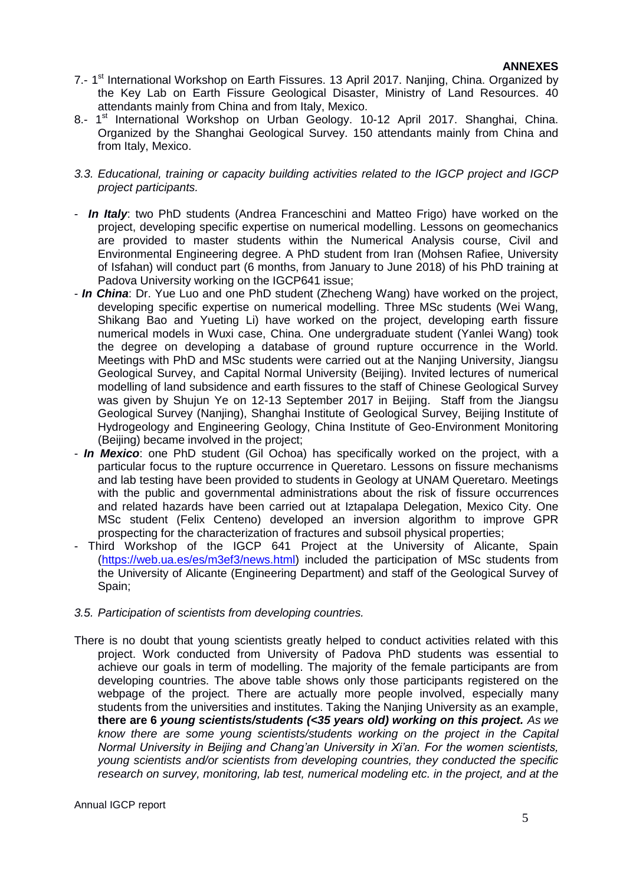7.- 1st International Workshop on Earth Fissures. 13 April 2017. Nanjing, China. Organized by the Key Lab on Earth Fissure Geological Disaster, Ministry of Land Resources. 40 attendants mainly from China and from Italy, Mexico.

8.- 1st International Workshop on Urban Geology. 10-12 April 2017. Shanghai, China. Organized by the Shanghai Geological Survey. 150 attendants mainly from China and from Italy, Mexico.

*3.3. Educational, training or capacity building activities related to the IGCP project and IGCP project participants.*

- ***In Italy***: two PhD students (Andrea Franceschini and Matteo Frigo) have worked on the project, developing specific expertise on numerical modelling. Lessons on geomechanics are provided to master students within the Numerical Analysis course, Civil and Environmental Engineering degree. A PhD student from Iran (Mohsen Rafiee, University of Isfahan) will conduct part (6 months, from January to June 2018) of his PhD training at Padova University working on the IGCP641 issue;
- ***In China***: Dr. Yue Luo and one PhD student (Zhecheng Wang) have worked on the project, developing specific expertise on numerical modelling. Three MSc students (Wei Wang, Shikang Bao and Yueting Li) have worked on the project, developing earth fissure numerical models in Wuxi case, China. One undergraduate student (Yanlei Wang) took the degree on developing a database of ground rupture occurrence in the World. Meetings with PhD and MSc students were carried out at the Nanjing University, Jiangsu Geological Survey, and Capital Normal University (Beijing). Invited lectures of numerical modelling of land subsidence and earth fissures to the staff of Chinese Geological Survey was given by Shujun Ye on 12-13 September 2017 in Beijing. Staff from the Jiangsu Geological Survey (Nanjing), Shanghai Institute of Geological Survey, Beijing Institute of Hydrogeology and Engineering Geology, China Institute of Geo-Environment Monitoring (Beijing) became involved in the project;
- ***In Mexico***: one PhD student (Gil Ochoa) has specifically worked on the project, with a particular focus to the rupture occurrence in Queretaro. Lessons on fissure mechanisms and lab testing have been provided to students in Geology at UNAM Queretaro. Meetings with the public and governmental administrations about the risk of fissure occurrences and related hazards have been carried out at Iztapalapa Delegation, Mexico City. One MSc student (Felix Centeno) developed an inversion algorithm to improve GPR prospecting for the characterization of fractures and subsoil physical properties;
- Third Workshop of the IGCP 641 Project at the University of Alicante, Spain (https://web.ua.es/es/m3ef3/news.html) included the participation of MSc students from the University of Alicante (Engineering Department) and staff of the Geological Survey of Spain;

*3.5. Participation of scientists from developing countries.*

There is no doubt that young scientists greatly helped to conduct activities related with this project. Work conducted from University of Padova PhD students was essential to achieve our goals in term of modelling. The majority of the female participants are from developing countries. The above table shows only those participants registered on the webpage of the project. There are actually more people involved, especially many students from the universities and institutes. Taking the Nanjing University as an example, **there are 6 *young scientists/students (<35 years old) working on this project.*** *As we know there are some young scientists/students working on the project in the Capital Normal University in Beijing and Chang'an University in Xi'an. For the women scientists, young scientists and/or scientists from developing countries, they conducted the specific research on survey, monitoring, lab test, numerical modeling etc. in the project, and at the*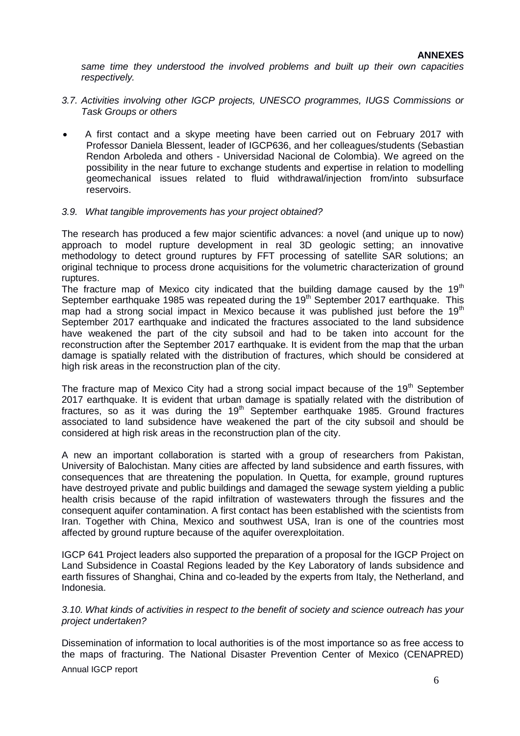*same time they understood the involved problems and built up their own capacities respectively.*

*3.7. Activities involving other IGCP projects, UNESCO programmes, IUGS Commissions or Task Groups or others*

- A first contact and a skype meeting have been carried out on February 2017 with Professor Daniela Blessent, leader of IGCP636, and her colleagues/students (Sebastian Rendon Arboleda and others - Universidad Nacional de Colombia). We agreed on the possibility in the near future to exchange students and expertise in relation to modelling geomechanical issues related to fluid withdrawal/injection from/into subsurface reservoirs.

*3.9. What tangible improvements has your project obtained?*

The research has produced a few major scientific advances: a novel (and unique up to now) approach to model rupture development in real 3D geologic setting; an innovative methodology to detect ground ruptures by FFT processing of satellite SAR solutions; an original technique to process drone acquisitions for the volumetric characterization of ground ruptures.
The fracture map of Mexico city indicated that the building damage caused by the 19th September earthquake 1985 was repeated during the 19th September 2017 earthquake. This map had a strong social impact in Mexico because it was published just before the 19th September 2017 earthquake and indicated the fractures associated to the land subsidence have weakened the part of the city subsoil and had to be taken into account for the reconstruction after the September 2017 earthquake. It is evident from the map that the urban damage is spatially related with the distribution of fractures, which should be considered at high risk areas in the reconstruction plan of the city.

The fracture map of Mexico City had a strong social impact because of the 19th September 2017 earthquake. It is evident that urban damage is spatially related with the distribution of fractures, so as it was during the 19th September earthquake 1985. Ground fractures associated to land subsidence have weakened the part of the city subsoil and should be considered at high risk areas in the reconstruction plan of the city.

A new an important collaboration is started with a group of researchers from Pakistan, University of Balochistan. Many cities are affected by land subsidence and earth fissures, with consequences that are threatening the population. In Quetta, for example, ground ruptures have destroyed private and public buildings and damaged the sewage system yielding a public health crisis because of the rapid infiltration of wastewaters through the fissures and the consequent aquifer contamination. A first contact has been established with the scientists from Iran. Together with China, Mexico and southwest USA, Iran is one of the countries most affected by ground rupture because of the aquifer overexploitation.

IGCP 641 Project leaders also supported the preparation of a proposal for the IGCP Project on Land Subsidence in Coastal Regions leaded by the Key Laboratory of lands subsidence and earth fissures of Shanghai, China and co-leaded by the experts from Italy, the Netherland, and Indonesia.

*3.10. What kinds of activities in respect to the benefit of society and science outreach has your project undertaken?*

Dissemination of information to local authorities is of the most importance so as free access to the maps of fracturing. The National Disaster Prevention Center of Mexico (CENAPRED)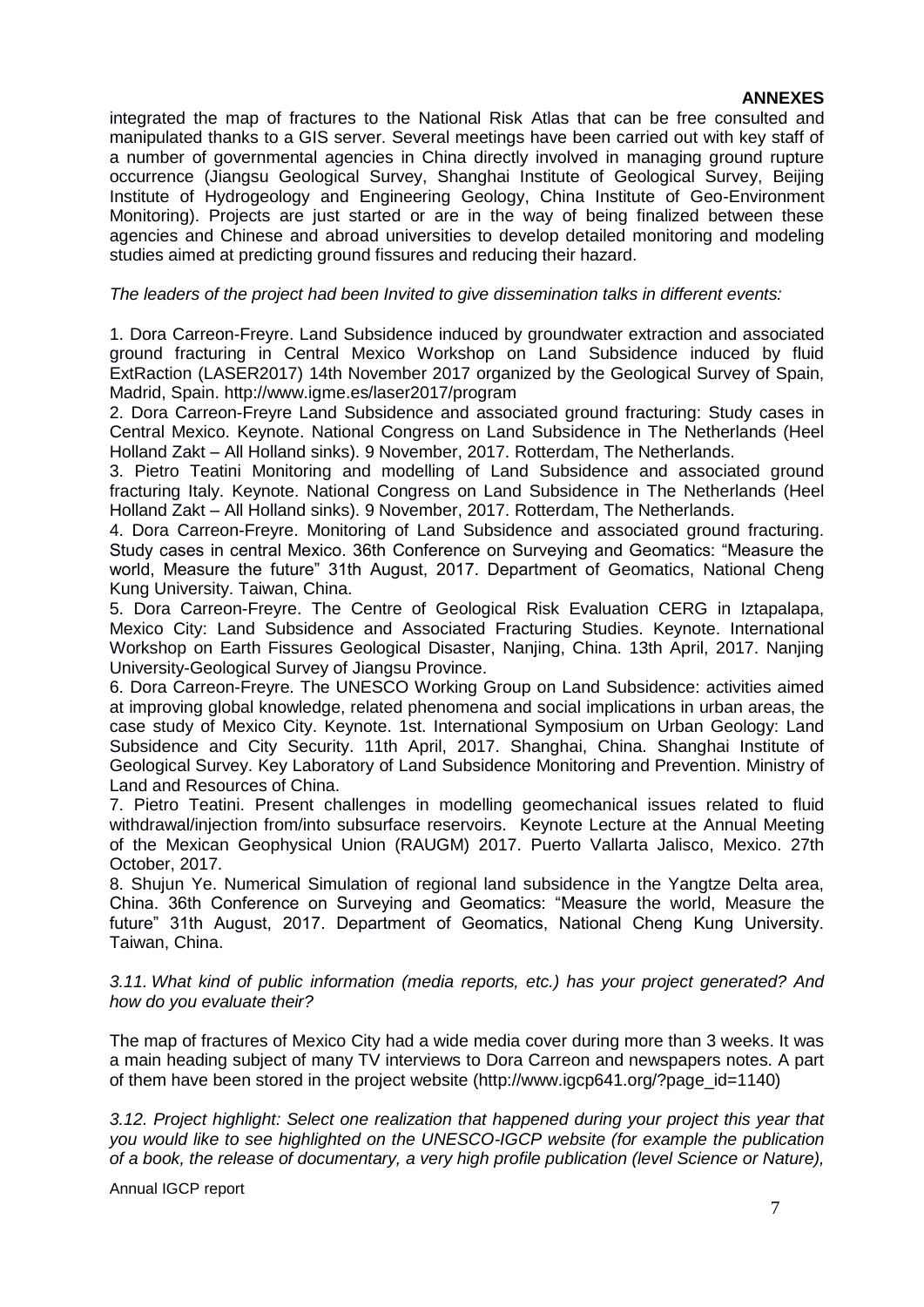integrated the map of fractures to the National Risk Atlas that can be free consulted and manipulated thanks to a GIS server. Several meetings have been carried out with key staff of a number of governmental agencies in China directly involved in managing ground rupture occurrence (Jiangsu Geological Survey, Shanghai Institute of Geological Survey, Beijing Institute of Hydrogeology and Engineering Geology, China Institute of Geo-Environment Monitoring). Projects are just started or are in the way of being finalized between these agencies and Chinese and abroad universities to develop detailed monitoring and modeling studies aimed at predicting ground fissures and reducing their hazard.

*The leaders of the project had been Invited to give dissemination talks in different events:*

1. Dora Carreon-Freyre. Land Subsidence induced by groundwater extraction and associated ground fracturing in Central Mexico Workshop on Land Subsidence induced by fluid ExtRaction (LASER2017) 14th November 2017 organized by the Geological Survey of Spain, Madrid, Spain. http://www.igme.es/laser2017/program
2. Dora Carreon-Freyre Land Subsidence and associated ground fracturing: Study cases in Central Mexico. Keynote. National Congress on Land Subsidence in The Netherlands (Heel Holland Zakt – All Holland sinks). 9 November, 2017. Rotterdam, The Netherlands.
3. Pietro Teatini Monitoring and modelling of Land Subsidence and associated ground fracturing Italy. Keynote. National Congress on Land Subsidence in The Netherlands (Heel Holland Zakt – All Holland sinks). 9 November, 2017. Rotterdam, The Netherlands.
4. Dora Carreon-Freyre. Monitoring of Land Subsidence and associated ground fracturing. Study cases in central Mexico. 36th Conference on Surveying and Geomatics: "Measure the world, Measure the future" 31th August, 2017. Department of Geomatics, National Cheng Kung University. Taiwan, China.
5. Dora Carreon-Freyre. The Centre of Geological Risk Evaluation CERG in Iztapalapa, Mexico City: Land Subsidence and Associated Fracturing Studies. Keynote. International Workshop on Earth Fissures Geological Disaster, Nanjing, China. 13th April, 2017. Nanjing University-Geological Survey of Jiangsu Province.
6. Dora Carreon-Freyre. The UNESCO Working Group on Land Subsidence: activities aimed at improving global knowledge, related phenomena and social implications in urban areas, the case study of Mexico City. Keynote. 1st. International Symposium on Urban Geology: Land Subsidence and City Security. 11th April, 2017. Shanghai, China. Shanghai Institute of Geological Survey. Key Laboratory of Land Subsidence Monitoring and Prevention. Ministry of Land and Resources of China.
7. Pietro Teatini. Present challenges in modelling geomechanical issues related to fluid withdrawal/injection from/into subsurface reservoirs. Keynote Lecture at the Annual Meeting of the Mexican Geophysical Union (RAUGM) 2017. Puerto Vallarta Jalisco, Mexico. 27th October, 2017.
8. Shujun Ye. Numerical Simulation of regional land subsidence in the Yangtze Delta area, China. 36th Conference on Surveying and Geomatics: "Measure the world, Measure the future" 31th August, 2017. Department of Geomatics, National Cheng Kung University. Taiwan, China.

*3.11. What kind of public information (media reports, etc.) has your project generated? And how do you evaluate their?*

The map of fractures of Mexico City had a wide media cover during more than 3 weeks. It was a main heading subject of many TV interviews to Dora Carreon and newspapers notes. A part of them have been stored in the project website (http://www.igcp641.org/?page_id=1140)

*3.12. Project highlight: Select one realization that happened during your project this year that you would like to see highlighted on the UNESCO-IGCP website (for example the publication of a book, the release of documentary, a very high profile publication (level Science or Nature),*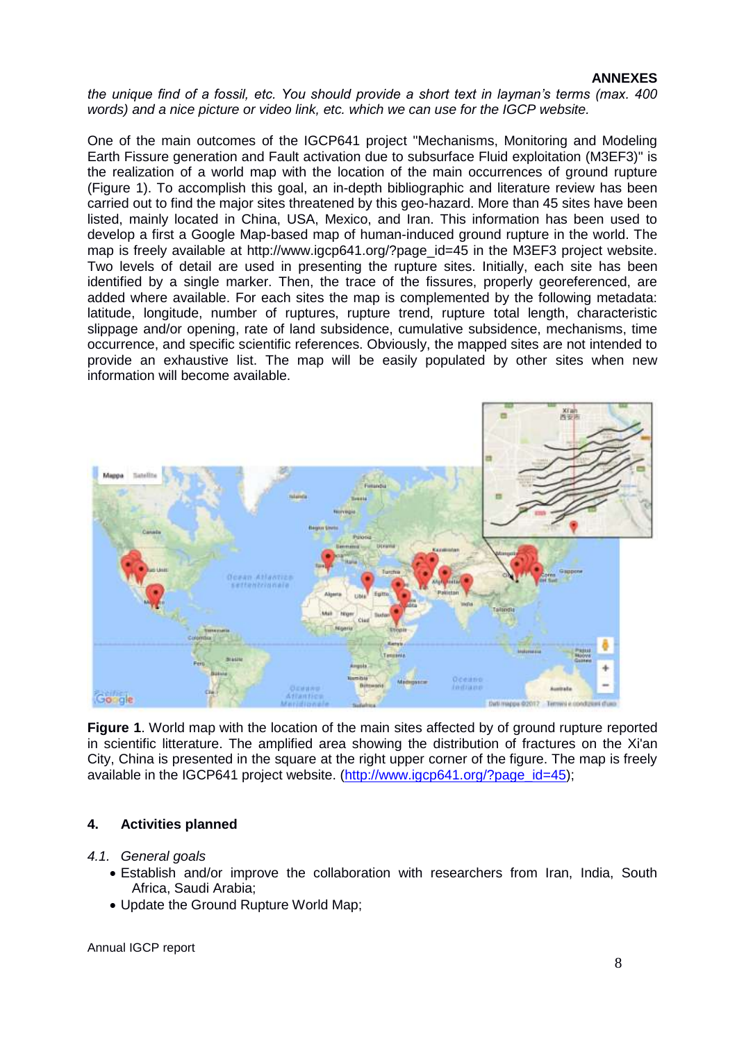*the unique find of a fossil, etc. You should provide a short text in layman's terms (max. 400 words) and a nice picture or video link, etc. which we can use for the IGCP website.*

One of the main outcomes of the IGCP641 project "Mechanisms, Monitoring and Modeling Earth Fissure generation and Fault activation due to subsurface Fluid exploitation (M3EF3)" is the realization of a world map with the location of the main occurrences of ground rupture (Figure 1). To accomplish this goal, an in-depth bibliographic and literature review has been carried out to find the major sites threatened by this geo-hazard. More than 45 sites have been listed, mainly located in China, USA, Mexico, and Iran. This information has been used to develop a first a Google Map-based map of human-induced ground rupture in the world. The map is freely available at http://www.igcp641.org/?page_id=45 in the M3EF3 project website. Two levels of detail are used in presenting the rupture sites. Initially, each site has been identified by a single marker. Then, the trace of the fissures, properly georeferenced, are added where available. For each sites the map is complemented by the following metadata: latitude, longitude, number of ruptures, rupture trend, rupture total length, characteristic slippage and/or opening, rate of land subsidence, cumulative subsidence, mechanisms, time occurrence, and specific scientific references. Obviously, the mapped sites are not intended to provide an exhaustive list. The map will be easily populated by other sites when new information will become available.

**Figure 1**. World map with the location of the main sites affected by of ground rupture reported in scientific litterature. The amplified area showing the distribution of fractures on the Xi'an City, China is presented in the square at the right upper corner of the figure. The map is freely available in the IGCP641 project website. (http://www.igcp641.org/?page_id=45);

## 4. Activities planned

*4.1. General goals*

- Establish and/or improve the collaboration with researchers from Iran, India, South Africa, Saudi Arabia;
- Update the Ground Rupture World Map;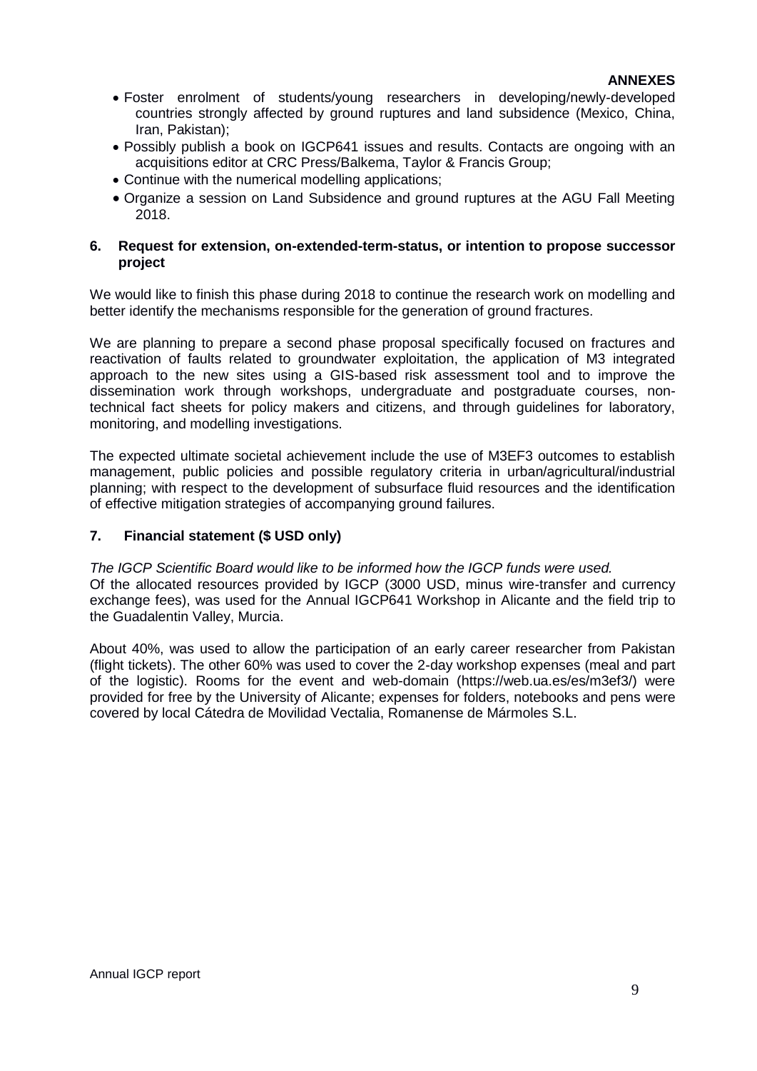- Foster enrolment of students/young researchers in developing/newly-developed countries strongly affected by ground ruptures and land subsidence (Mexico, China, Iran, Pakistan);
- Possibly publish a book on IGCP641 issues and results. Contacts are ongoing with an acquisitions editor at CRC Press/Balkema, Taylor & Francis Group;
- Continue with the numerical modelling applications;
- Organize a session on Land Subsidence and ground ruptures at the AGU Fall Meeting 2018.

## 6. Request for extension, on-extended-term-status, or intention to propose successor project

We would like to finish this phase during 2018 to continue the research work on modelling and better identify the mechanisms responsible for the generation of ground fractures.

We are planning to prepare a second phase proposal specifically focused on fractures and reactivation of faults related to groundwater exploitation, the application of M3 integrated approach to the new sites using a GIS-based risk assessment tool and to improve the dissemination work through workshops, undergraduate and postgraduate courses, non-technical fact sheets for policy makers and citizens, and through guidelines for laboratory, monitoring, and modelling investigations.

The expected ultimate societal achievement include the use of M3EF3 outcomes to establish management, public policies and possible regulatory criteria in urban/agricultural/industrial planning; with respect to the development of subsurface fluid resources and the identification of effective mitigation strategies of accompanying ground failures.

## 7. Financial statement ($ USD only)

*The IGCP Scientific Board would like to be informed how the IGCP funds were used.*
Of the allocated resources provided by IGCP (3000 USD, minus wire-transfer and currency exchange fees), was used for the Annual IGCP641 Workshop in Alicante and the field trip to the Guadalentin Valley, Murcia.

About 40%, was used to allow the participation of an early career researcher from Pakistan (flight tickets). The other 60% was used to cover the 2-day workshop expenses (meal and part of the logistic). Rooms for the event and web-domain (https://web.ua.es/es/m3ef3/) were provided for free by the University of Alicante; expenses for folders, notebooks and pens were covered by local Cátedra de Movilidad Vectalia, Romanense de Mármoles S.L.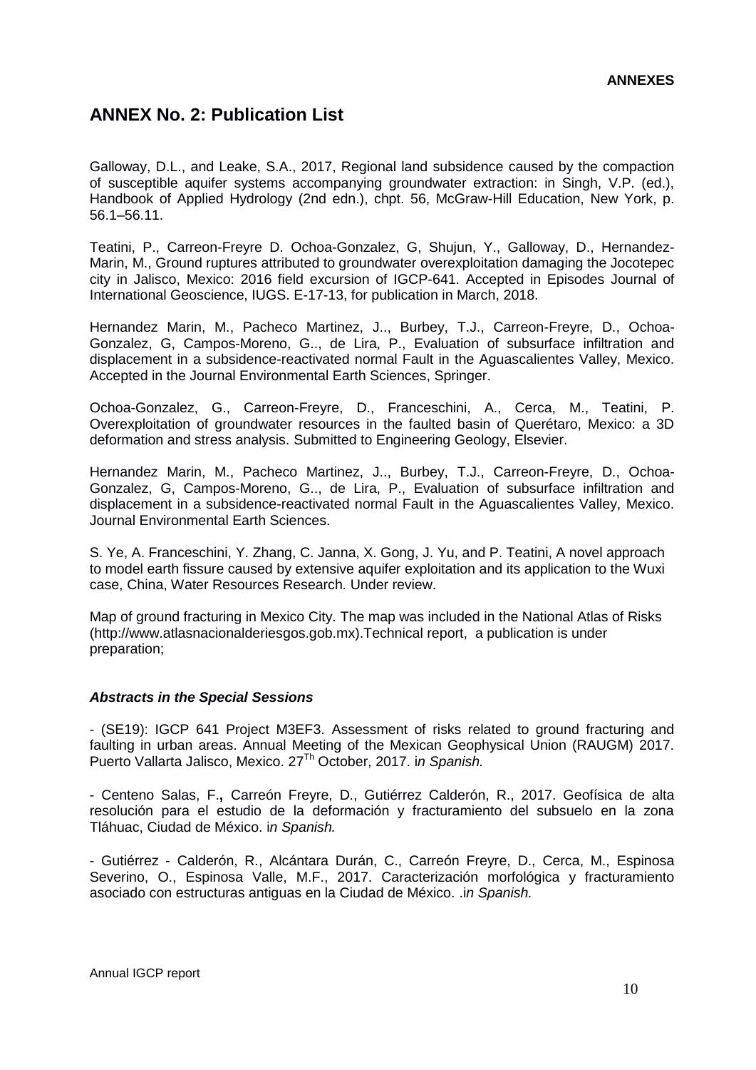## ANNEX No. 2: Publication List

Galloway, D.L., and Leake, S.A., 2017, Regional land subsidence caused by the compaction of susceptible aquifer systems accompanying groundwater extraction: in Singh, V.P. (ed.), Handbook of Applied Hydrology (2nd edn.), chpt. 56, McGraw-Hill Education, New York, p. 56.1–56.11.

Teatini, P., Carreon-Freyre D. Ochoa-Gonzalez, G, Shujun, Y., Galloway, D., Hernandez-Marin, M., Ground ruptures attributed to groundwater overexploitation damaging the Jocotepec city in Jalisco, Mexico: 2016 field excursion of IGCP-641. Accepted in Episodes Journal of International Geoscience, IUGS. E-17-13, for publication in March, 2018.

Hernandez Marin, M., Pacheco Martinez, J.., Burbey, T.J., Carreon-Freyre, D., Ochoa-Gonzalez, G, Campos-Moreno, G.., de Lira, P., Evaluation of subsurface infiltration and displacement in a subsidence-reactivated normal Fault in the Aguascalientes Valley, Mexico. Accepted in the Journal Environmental Earth Sciences, Springer.

Ochoa-Gonzalez, G., Carreon-Freyre, D., Franceschini, A., Cerca, M., Teatini, P. Overexploitation of groundwater resources in the faulted basin of Querétaro, Mexico: a 3D deformation and stress analysis. Submitted to Engineering Geology, Elsevier.

Hernandez Marin, M., Pacheco Martinez, J.., Burbey, T.J., Carreon-Freyre, D., Ochoa-Gonzalez, G, Campos-Moreno, G.., de Lira, P., Evaluation of subsurface infiltration and displacement in a subsidence-reactivated normal Fault in the Aguascalientes Valley, Mexico. Journal Environmental Earth Sciences.

S. Ye, A. Franceschini, Y. Zhang, C. Janna, X. Gong, J. Yu, and P. Teatini, A novel approach to model earth fissure caused by extensive aquifer exploitation and its application to the Wuxi case, China, Water Resources Research. Under review.

Map of ground fracturing in Mexico City. The map was included in the National Atlas of Risks (http://www.atlasnacionalderiesgos.gob.mx).Technical report, a publication is under preparation;

### *Abstracts in the Special Sessions*

- (SE19): IGCP 641 Project M3EF3. Assessment of risks related to ground fracturing and faulting in urban areas. Annual Meeting of the Mexican Geophysical Union (RAUGM) 2017. Puerto Vallarta Jalisco, Mexico. 27[Th] October, 2017. i*n Spanish.*

- Centeno Salas, F.**,** Carreón Freyre, D., Gutiérrez Calderón, R., 2017. Geofísica de alta resolución para el estudio de la deformación y fracturamiento del subsuelo en la zona Tláhuac, Ciudad de México. i*n Spanish.*

- Gutiérrez - Calderón, R., Alcántara Durán, C., Carreón Freyre, D., Cerca, M., Espinosa Severino, O., Espinosa Valle, M.F., 2017. Caracterización morfológica y fracturamiento asociado con estructuras antiguas en la Ciudad de México. .i*n Spanish.*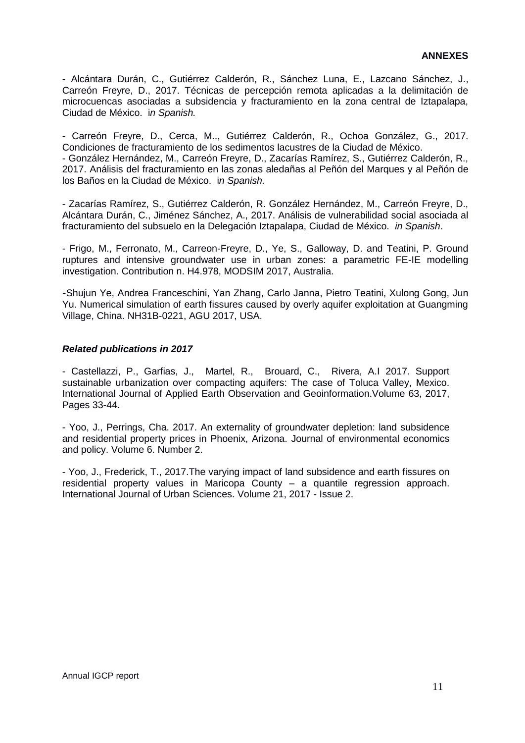- Alcántara Durán, C., Gutiérrez Calderón, R., Sánchez Luna, E., Lazcano Sánchez, J., Carreón Freyre, D., 2017. Técnicas de percepción remota aplicadas a la delimitación de microcuencas asociadas a subsidencia y fracturamiento en la zona central de Iztapalapa, Ciudad de México. i*n Spanish.*

- Carreón Freyre, D., Cerca, M.., Gutiérrez Calderón, R., Ochoa González, G., 2017. Condiciones de fracturamiento de los sedimentos lacustres de la Ciudad de México.

- González Hernández, M., Carreón Freyre, D., Zacarías Ramírez, S., Gutiérrez Calderón, R., 2017. Análisis del fracturamiento en las zonas aledañas al Peñón del Marques y al Peñón de los Baños en la Ciudad de México. i*n Spanish.*

- Zacarías Ramírez, S., Gutiérrez Calderón, R. González Hernández, M., Carreón Freyre, D., Alcántara Durán, C., Jiménez Sánchez, A., 2017. Análisis de vulnerabilidad social asociada al fracturamiento del subsuelo en la Delegación Iztapalapa, Ciudad de México. *in Spanish*.

- Frigo, M., Ferronato, M., Carreon-Freyre, D., Ye, S., Galloway, D. and Teatini, P. Ground ruptures and intensive groundwater use in urban zones: a parametric FE-IE modelling investigation. Contribution n. H4.978, MODSIM 2017, Australia.

-Shujun Ye, Andrea Franceschini, Yan Zhang, Carlo Janna, Pietro Teatini, Xulong Gong, Jun Yu. Numerical simulation of earth fissures caused by overly aquifer exploitation at Guangming Village, China. NH31B-0221, AGU 2017, USA.

### ***Related publications in 2017***

- Castellazzi, P., Garfias, J., Martel, R., Brouard, C., Rivera, A.I 2017. Support sustainable urbanization over compacting aquifers: The case of Toluca Valley, Mexico. International Journal of Applied Earth Observation and Geoinformation.Volume 63, 2017, Pages 33-44.

- Yoo, J., Perrings, Cha. 2017. An externality of groundwater depletion: land subsidence and residential property prices in Phoenix, Arizona. Journal of environmental economics and policy. Volume 6. Number 2.

- Yoo, J., Frederick, T., 2017.The varying impact of land subsidence and earth fissures on residential property values in Maricopa County – a quantile regression approach. International Journal of Urban Sciences. Volume 21, 2017 - Issue 2.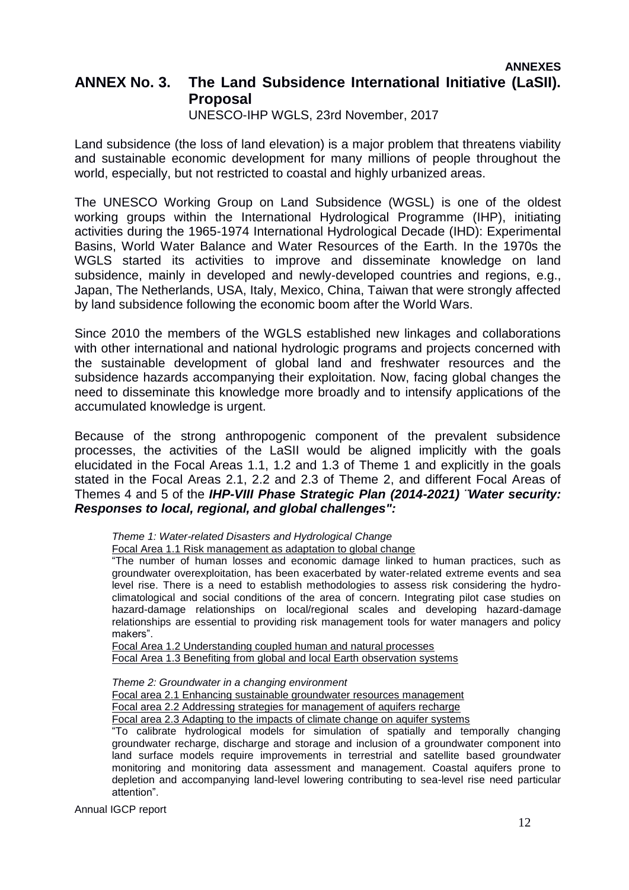# ANNEX No. 3. The Land Subsidence International Initiative (LaSII). Proposal

UNESCO-IHP WGLS, 23rd November, 2017

Land subsidence (the loss of land elevation) is a major problem that threatens viability and sustainable economic development for many millions of people throughout the world, especially, but not restricted to coastal and highly urbanized areas.

The UNESCO Working Group on Land Subsidence (WGSL) is one of the oldest working groups within the International Hydrological Programme (IHP), initiating activities during the 1965-1974 International Hydrological Decade (IHD): Experimental Basins, World Water Balance and Water Resources of the Earth. In the 1970s the WGLS started its activities to improve and disseminate knowledge on land subsidence, mainly in developed and newly-developed countries and regions, e.g., Japan, The Netherlands, USA, Italy, Mexico, China, Taiwan that were strongly affected by land subsidence following the economic boom after the World Wars.

Since 2010 the members of the WGLS established new linkages and collaborations with other international and national hydrologic programs and projects concerned with the sustainable development of global land and freshwater resources and the subsidence hazards accompanying their exploitation. Now, facing global changes the need to disseminate this knowledge more broadly and to intensify applications of the accumulated knowledge is urgent.

Because of the strong anthropogenic component of the prevalent subsidence processes, the activities of the LaSII would be aligned implicitly with the goals elucidated in the Focal Areas 1.1, 1.2 and 1.3 of Theme 1 and explicitly in the goals stated in the Focal Areas 2.1, 2.2 and 2.3 of Theme 2, and different Focal Areas of Themes 4 and 5 of the ***IHP-VIII Phase Strategic Plan (2014-2021) "Water security: Responses to local, regional, and global challenges":***

*Theme 1: Water-related Disasters and Hydrological Change*

Focal Area 1.1 Risk management as adaptation to global change

"The number of human losses and economic damage linked to human practices, such as groundwater overexploitation, has been exacerbated by water-related extreme events and sea level rise. There is a need to establish methodologies to assess risk considering the hydro-climatological and social conditions of the area of concern. Integrating pilot case studies on hazard-damage relationships on local/regional scales and developing hazard-damage relationships are essential to providing risk management tools for water managers and policy makers".

Focal Area 1.2 Understanding coupled human and natural processes

Focal Area 1.3 Benefiting from global and local Earth observation systems

*Theme 2: Groundwater in a changing environment*

Focal area 2.1 Enhancing sustainable groundwater resources management

Focal area 2.2 Addressing strategies for management of aquifers recharge

Focal area 2.3 Adapting to the impacts of climate change on aquifer systems

"To calibrate hydrological models for simulation of spatially and temporally changing groundwater recharge, discharge and storage and inclusion of a groundwater component into land surface models require improvements in terrestrial and satellite based groundwater monitoring and monitoring data assessment and management. Coastal aquifers prone to depletion and accompanying land-level lowering contributing to sea-level rise need particular attention".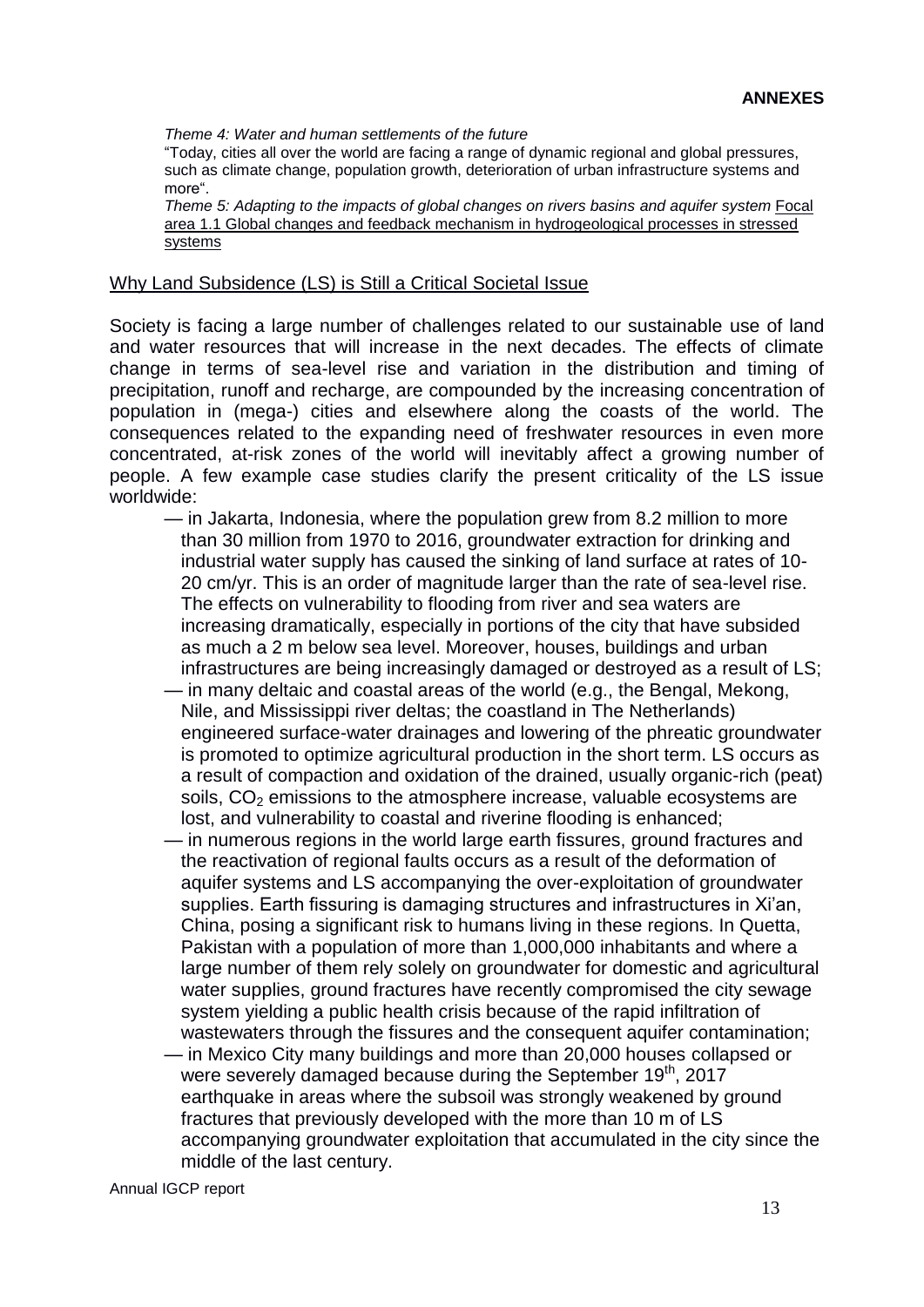*Theme 4: Water and human settlements of the future*

"Today, cities all over the world are facing a range of dynamic regional and global pressures, such as climate change, population growth, deterioration of urban infrastructure systems and more".

*Theme 5: Adapting to the impacts of global changes on rivers basins and aquifer system* Focal area 1.1 Global changes and feedback mechanism in hydrogeological processes in stressed systems

## Why Land Subsidence (LS) is Still a Critical Societal Issue

Society is facing a large number of challenges related to our sustainable use of land and water resources that will increase in the next decades. The effects of climate change in terms of sea-level rise and variation in the distribution and timing of precipitation, runoff and recharge, are compounded by the increasing concentration of population in (mega-) cities and elsewhere along the coasts of the world. The consequences related to the expanding need of freshwater resources in even more concentrated, at-risk zones of the world will inevitably affect a growing number of people. A few example case studies clarify the present criticality of the LS issue worldwide:

- in Jakarta, Indonesia, where the population grew from 8.2 million to more than 30 million from 1970 to 2016, groundwater extraction for drinking and industrial water supply has caused the sinking of land surface at rates of 10-20 cm/yr. This is an order of magnitude larger than the rate of sea-level rise. The effects on vulnerability to flooding from river and sea waters are increasing dramatically, especially in portions of the city that have subsided as much a 2 m below sea level. Moreover, houses, buildings and urban infrastructures are being increasingly damaged or destroyed as a result of LS;
- in many deltaic and coastal areas of the world (e.g., the Bengal, Mekong, Nile, and Mississippi river deltas; the coastland in The Netherlands) engineered surface-water drainages and lowering of the phreatic groundwater is promoted to optimize agricultural production in the short term. LS occurs as a result of compaction and oxidation of the drained, usually organic-rich (peat) soils, $CO_2$ emissions to the atmosphere increase, valuable ecosystems are lost, and vulnerability to coastal and riverine flooding is enhanced;
- in numerous regions in the world large earth fissures, ground fractures and the reactivation of regional faults occurs as a result of the deformation of aquifer systems and LS accompanying the over-exploitation of groundwater supplies. Earth fissuring is damaging structures and infrastructures in Xi'an, China, posing a significant risk to humans living in these regions. In Quetta, Pakistan with a population of more than 1,000,000 inhabitants and where a large number of them rely solely on groundwater for domestic and agricultural water supplies, ground fractures have recently compromised the city sewage system yielding a public health crisis because of the rapid infiltration of wastewaters through the fissures and the consequent aquifer contamination;
- in Mexico City many buildings and more than 20,000 houses collapsed or were severely damaged because during the September 19th, 2017 earthquake in areas where the subsoil was strongly weakened by ground fractures that previously developed with the more than 10 m of LS accompanying groundwater exploitation that accumulated in the city since the middle of the last century.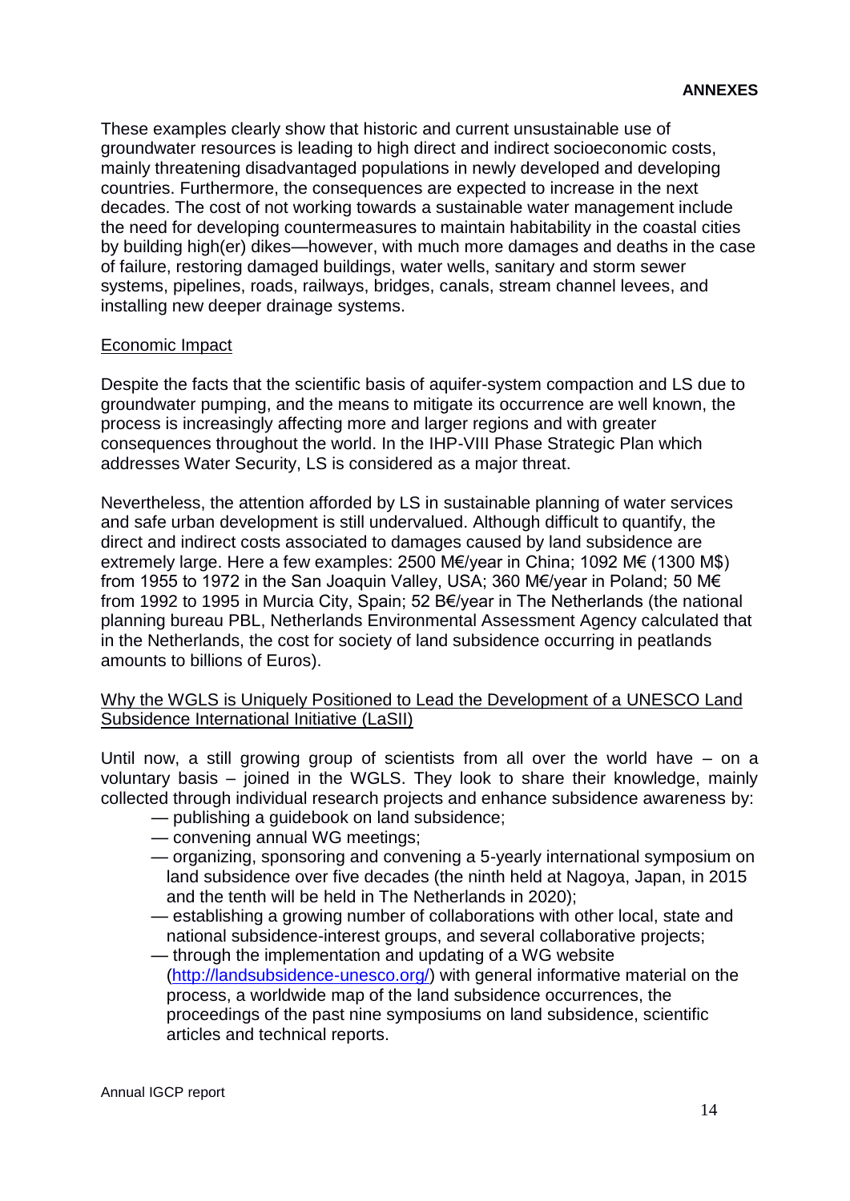These examples clearly show that historic and current unsustainable use of groundwater resources is leading to high direct and indirect socioeconomic costs, mainly threatening disadvantaged populations in newly developed and developing countries. Furthermore, the consequences are expected to increase in the next decades. The cost of not working towards a sustainable water management include the need for developing countermeasures to maintain habitability in the coastal cities by building high(er) dikes—however, with much more damages and deaths in the case of failure, restoring damaged buildings, water wells, sanitary and storm sewer systems, pipelines, roads, railways, bridges, canals, stream channel levees, and installing new deeper drainage systems.

Economic Impact

Despite the facts that the scientific basis of aquifer-system compaction and LS due to groundwater pumping, and the means to mitigate its occurrence are well known, the process is increasingly affecting more and larger regions and with greater consequences throughout the world. In the IHP-VIII Phase Strategic Plan which addresses Water Security, LS is considered as a major threat.

Nevertheless, the attention afforded by LS in sustainable planning of water services and safe urban development is still undervalued. Although difficult to quantify, the direct and indirect costs associated to damages caused by land subsidence are extremely large. Here a few examples: 2500 M€/year in China; 1092 M€ (1300 M$) from 1955 to 1972 in the San Joaquin Valley, USA; 360 M€/year in Poland; 50 M€ from 1992 to 1995 in Murcia City, Spain; 52 B€/year in The Netherlands (the national planning bureau PBL, Netherlands Environmental Assessment Agency calculated that in the Netherlands, the cost for society of land subsidence occurring in peatlands amounts to billions of Euros).

Why the WGLS is Uniquely Positioned to Lead the Development of a UNESCO Land Subsidence International Initiative (LaSII)

Until now, a still growing group of scientists from all over the world have – on a voluntary basis – joined in the WGLS. They look to share their knowledge, mainly collected through individual research projects and enhance subsidence awareness by:

- — publishing a guidebook on land subsidence;
- — convening annual WG meetings;
- — organizing, sponsoring and convening a 5-yearly international symposium on land subsidence over five decades (the ninth held at Nagoya, Japan, in 2015 and the tenth will be held in The Netherlands in 2020);
- — establishing a growing number of collaborations with other local, state and national subsidence-interest groups, and several collaborative projects;
- — through the implementation and updating of a WG website (http://landsubsidence-unesco.org/) with general informative material on the process, a worldwide map of the land subsidence occurrences, the proceedings of the past nine symposiums on land subsidence, scientific articles and technical reports.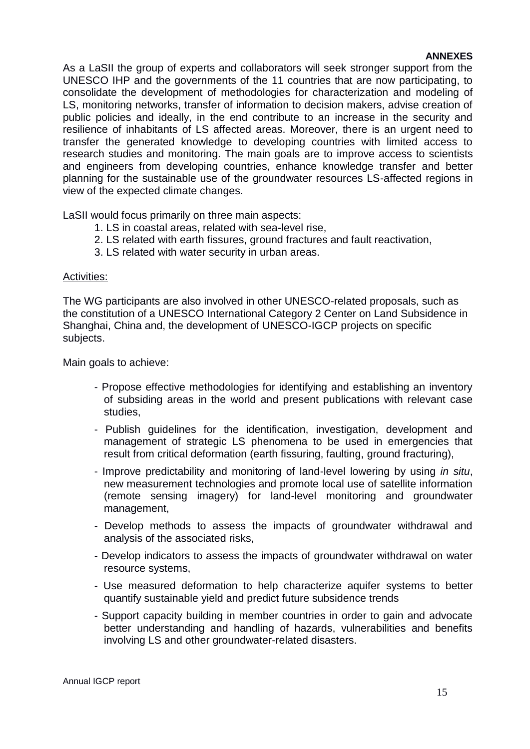As a LaSII the group of experts and collaborators will seek stronger support from the UNESCO IHP and the governments of the 11 countries that are now participating, to consolidate the development of methodologies for characterization and modeling of LS, monitoring networks, transfer of information to decision makers, advise creation of public policies and ideally, in the end contribute to an increase in the security and resilience of inhabitants of LS affected areas. Moreover, there is an urgent need to transfer the generated knowledge to developing countries with limited access to research studies and monitoring. The main goals are to improve access to scientists and engineers from developing countries, enhance knowledge transfer and better planning for the sustainable use of the groundwater resources LS-affected regions in view of the expected climate changes.

LaSII would focus primarily on three main aspects:

1. LS in coastal areas, related with sea-level rise,
2. LS related with earth fissures, ground fractures and fault reactivation,
3. LS related with water security in urban areas.

Activities:

The WG participants are also involved in other UNESCO-related proposals, such as the constitution of a UNESCO International Category 2 Center on Land Subsidence in Shanghai, China and, the development of UNESCO-IGCP projects on specific subjects.

Main goals to achieve:

- Propose effective methodologies for identifying and establishing an inventory of subsiding areas in the world and present publications with relevant case studies,
- Publish guidelines for the identification, investigation, development and management of strategic LS phenomena to be used in emergencies that result from critical deformation (earth fissuring, faulting, ground fracturing),
- Improve predictability and monitoring of land-level lowering by using *in situ*, new measurement technologies and promote local use of satellite information (remote sensing imagery) for land-level monitoring and groundwater management,
- Develop methods to assess the impacts of groundwater withdrawal and analysis of the associated risks,
- Develop indicators to assess the impacts of groundwater withdrawal on water resource systems,
- Use measured deformation to help characterize aquifer systems to better quantify sustainable yield and predict future subsidence trends
- Support capacity building in member countries in order to gain and advocate better understanding and handling of hazards, vulnerabilities and benefits involving LS and other groundwater-related disasters.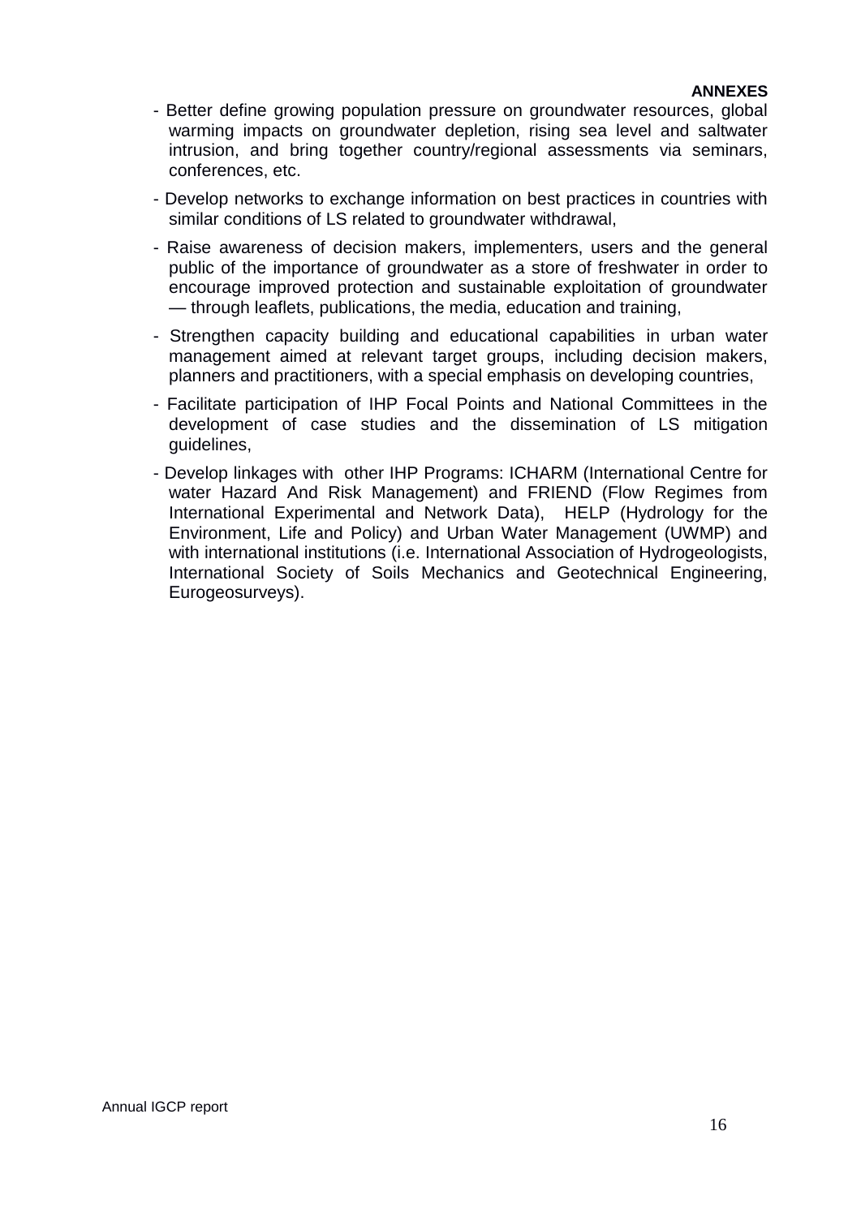- Better define growing population pressure on groundwater resources, global warming impacts on groundwater depletion, rising sea level and saltwater intrusion, and bring together country/regional assessments via seminars, conferences, etc.
- Develop networks to exchange information on best practices in countries with similar conditions of LS related to groundwater withdrawal,
- Raise awareness of decision makers, implementers, users and the general public of the importance of groundwater as a store of freshwater in order to encourage improved protection and sustainable exploitation of groundwater — through leaflets, publications, the media, education and training,
- Strengthen capacity building and educational capabilities in urban water management aimed at relevant target groups, including decision makers, planners and practitioners, with a special emphasis on developing countries,
- Facilitate participation of IHP Focal Points and National Committees in the development of case studies and the dissemination of LS mitigation guidelines,
- Develop linkages with other IHP Programs: ICHARM (International Centre for water Hazard And Risk Management) and FRIEND (Flow Regimes from International Experimental and Network Data), HELP (Hydrology for the Environment, Life and Policy) and Urban Water Management (UWMP) and with international institutions (i.e. International Association of Hydrogeologists, International Society of Soils Mechanics and Geotechnical Engineering, Eurogeosurveys).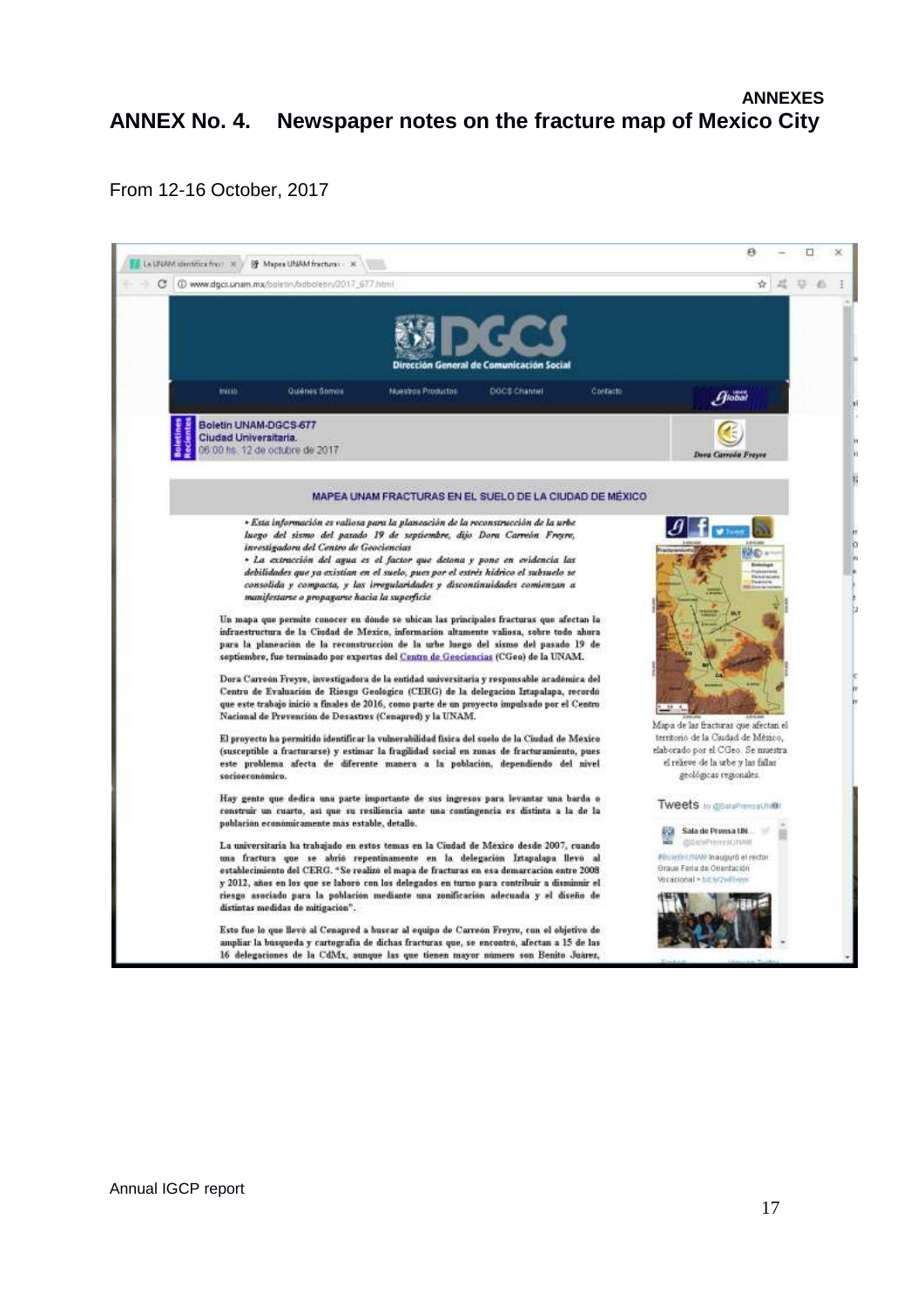# ANNEX No. 4. Newspaper notes on the fracture map of Mexico City

From 12-16 October, 2017

Boletín UNAM-DGCS-677
Ciudad Universitaria.
06:00 hs. 12 de octubre de 2017

Dora Carreón Freyre

## MAPEA UNAM FRACTURAS EN EL SUELO DE LA CIUDAD DE MÉXICO

- *Esta información es valiosa para la planeación de la reconstrucción de la urbe luego del sismo del pasado 19 de septiembre, dijo Dora Carreón Freyre, investigadora del Centro de Geociencias*
- *La extracción del agua es el factor que detona y pone en evidencia las debilidades que ya existían en el suelo, pues por el estrés hídrico el subsuelo se consolida y compacta, y las irregularidades y discontinuidades comienzan a manifestarse o propagarse hacia la superficie*

Un mapa que permite conocer en dónde se ubican las principales fracturas que afectan la infraestructura de la Ciudad de México, información altamente valiosa, sobre todo ahora para la planeación de la reconstrucción de la urbe luego del sismo del pasado 19 de septiembre, fue terminado por expertos del Centro de Geociencias (CGeo) de la UNAM.

Dora Carreón Freyre, investigadora de la entidad universitaria y responsable académica del Centro de Evaluación de Riesgo Geológico (CERG) de la delegación Iztapalapa, recordó que este trabajo inició a finales de 2016, como parte de un proyecto impulsado por el Centro Nacional de Prevención de Desastres (Cenapred) y la UNAM.

El proyecto ha permitido identificar la vulnerabilidad física del suelo de la Ciudad de México (susceptible a fracturarse) y estimar la fragilidad social en zonas de fracturamiento, pues este problema afecta de diferente manera a la población, dependiendo del nivel socioeconómico.

Hay gente que dedica una parte importante de sus ingresos para levantar una barda o construir un cuarto, así que su resiliencia ante una contingencia es distinta a la de la población económicamente más estable, detalló.

La universitaria ha trabajado en estos temas en la Ciudad de México desde 2007, cuando una fractura que se abrió repentinamente en la delegación Iztapalapa llevó al establecimiento del CERG. "Se realizó el mapa de fracturas en esa demarcación entre 2008 y 2012, años en los que se laboró con los delegados en turno para contribuir a disminuir el riesgo asociado para la población mediante una zonificación adecuada y el diseño de distintas medidas de mitigación".

Esto fue lo que llevó al Cenapred a buscar al equipo de Carreón Freyre, con el objetivo de ampliar la búsqueda y cartografía de dichas fracturas que, se encontró, afectan a 15 de las 16 delegaciones de la CdMx, aunque las que tienen mayor número son Benito Juárez,

Mapa de las fracturas que afectan el territorio de la Ciudad de México, elaborado por el CGeo. Se muestra el relieve de la urbe y las fallas geológicas regionales.

Tweets by @SalaPrensaUNAM

Sala de Prensa UN... @SalaPrensaUNAM

#BoletínUNAM Inauguró el rector Oraue Feria de Orientación Vocacional » bit.ly/2wRveyw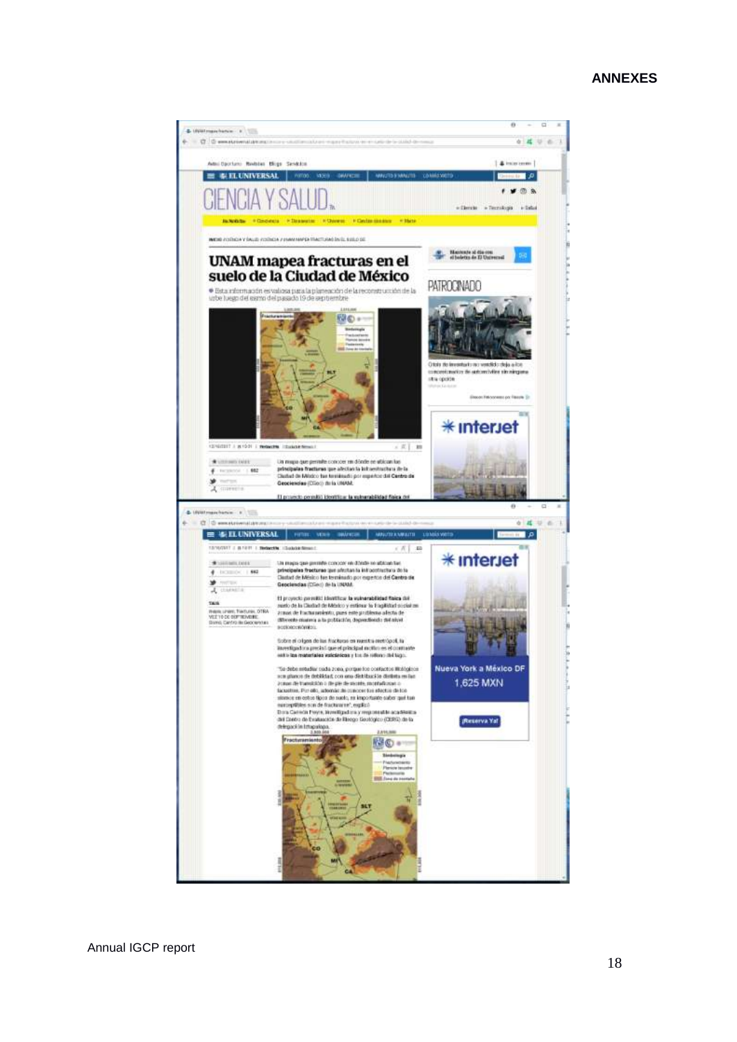# UNAM mapea fracturas en el suelo de la Ciudad de México

Esta información es valiosa para la planeación de la reconstrucción de la urbe luego del sismo del pasado 19 de septiembre

Un mapa que permite conocer en dónde se ubican las **principales fracturas** que afectan la infraestructura de la Ciudad de México fue terminado por expertos del **Centro de Geociencias** (CGeo) de la UNAM.

El proyecto permitió identificar **la vulnerabilidad física del** suelo de la Ciudad de México y estimar la fragilidad social en zonas de fracturamiento, pues este problema afecta de diferente manera a la población, dependiendo del nivel socioeconómico.

Sobre el origen de las fracturas en nuestra metrópoli, la investigadora precisó que el principal motivo es el contraste entre **los materiales volcánicos** y los de relleno del lago.

"Se debe estudiar cada zona, porque los contactos litológicos son planos de debilidad, con una distribución distinta en las zonas de transición o de pie de monte, montañosas o lacustres. Por ello, además de conocer los efectos de los sismos en estos tipos de suelo, es importante saber qué tan susceptibles son de fracturarse", explicó.

Dora Carreón Freyre, investigadora y responsable académica del Centro de Evaluación de Riesgo Geológico (CERG) de la delegación Iztapalapa.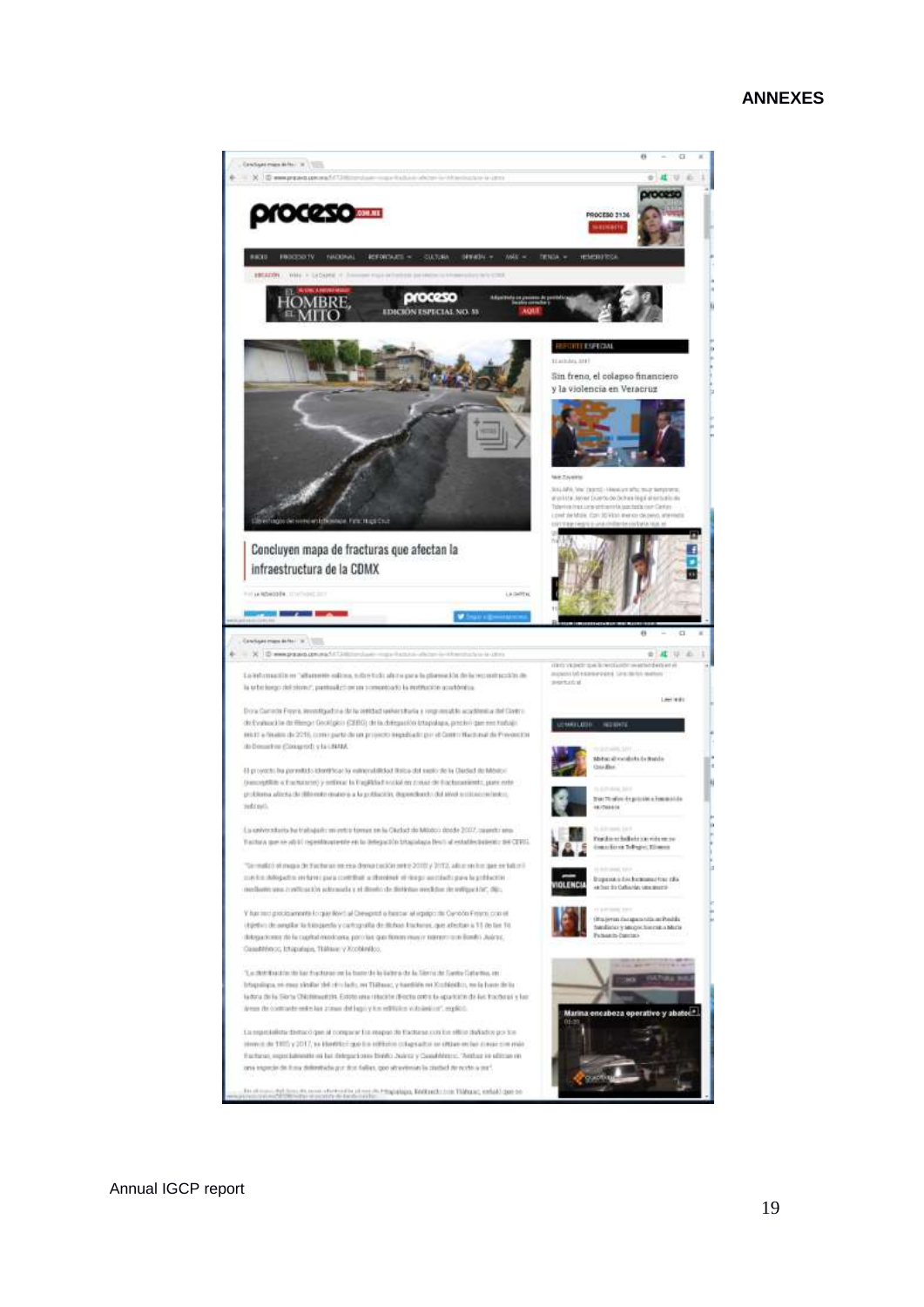**Concluyen mapa de fracturas que afectan la infraestructura de la CDMX**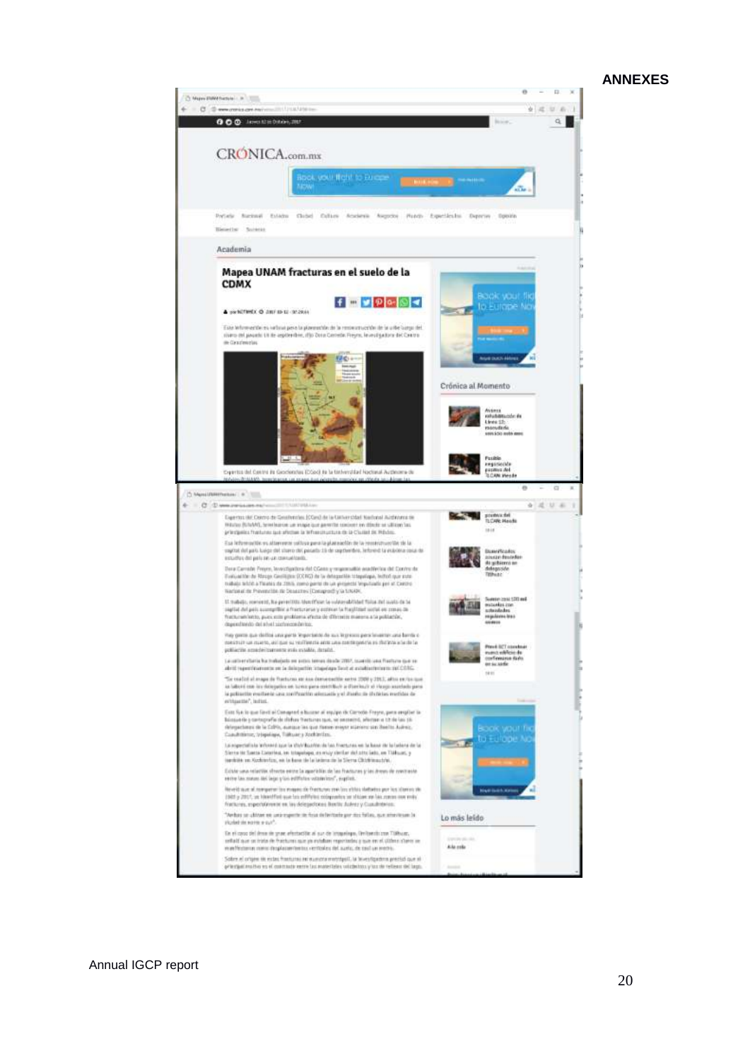CRÓNICA.com.mx

Academia

## Mapea UNAM fracturas en el suelo de la CDMX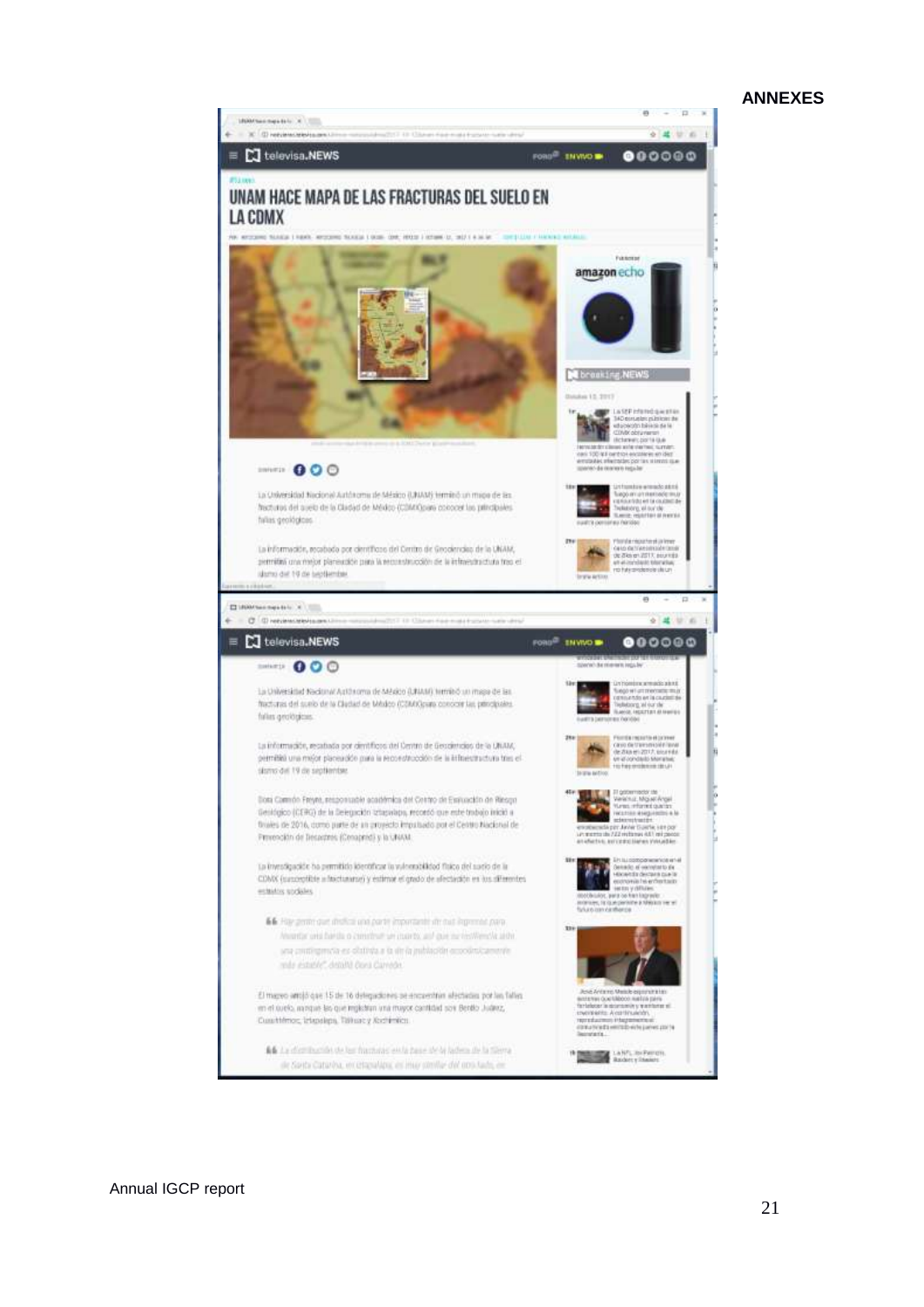**ANNEXES**

televisa.NEWS

# UNAM HACE MAPA DE LAS FRACTURAS DEL SUELO EN LA CDMX

La Universidad Nacional Autónoma de México (UNAM) terminó un mapa de las fracturas del suelo de la Ciudad de México (CDMX) para conocer las principales fallas geológicas.

La información, recabada por científicos del Centro de Geociencias de la UNAM, permitirá una mejor planeación para la reconstrucción de la infraestructura tras el sismo del 19 de septiembre.

Dora Carreón Freyre, responsable académica del Centro de Evaluación de Riesgo Geológico (CERG) de la Delegación Iztapalapa, recordó que este trabajo inició a finales de 2016, como parte de un proyecto impulsado por el Centro Nacional de Prevención de Desastres (Cenapred) y la UNAM.

La investigación ha permitido identificar la vulnerabilidad física del suelo de la CDMX (susceptible a fracturarse) y estimar el grado de afectación en los diferentes estratos sociales.

> "Hay gente que dedica una parte importante de sus ingresos para levantar una barda o construir un cuarto, así que su resiliencia ante una contingencia es distinta a la de la población económicamente más estable", detalló Dora Carreón.

El mapeo arrojó que 15 de 16 delegaciones se encuentran afectadas por las fallas en el suelo, aunque las que registran una mayor cantidad son Benito Juárez, Cuauhtémoc, Iztapalapa, Tláhuac y Xochimilco.

> "La distribución de las fracturas en la base de la ladera de la Sierra de Santa Catarina, en Iztapalapa, es muy similar del otro lado, en

Annual IGCP report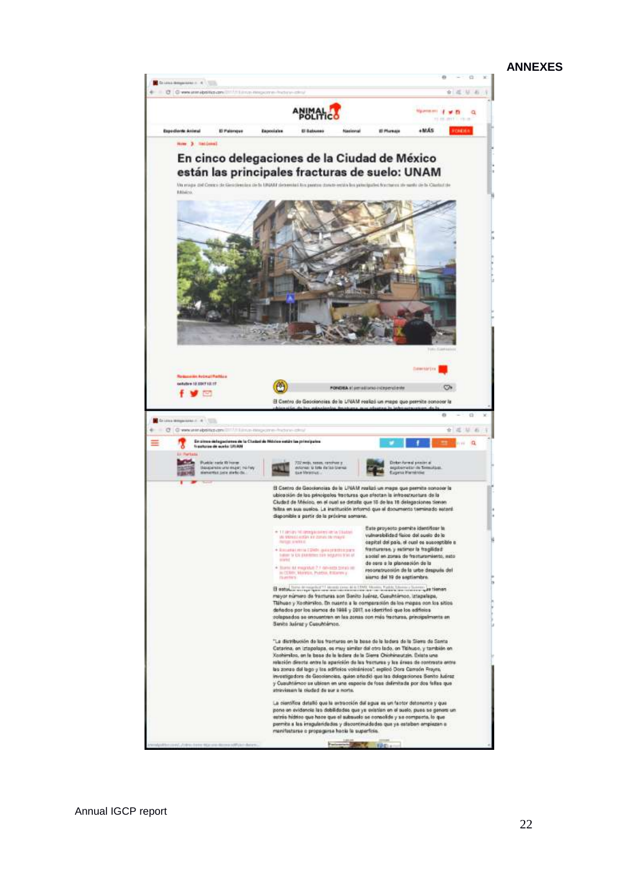# ANNEXES

## En cinco delegaciones de la Ciudad de México están las principales fracturas de suelo: UNAM

Un mapa del Centro de Geociencias de la UNAM determinó los puntos donde están las principales fracturas de suelo de la Ciudad de México.

Redacción Animal Político
octubre 12 2017 12:17

El Centro de Geociencias de la UNAM realizó un mapa que permite conocer la ubicación de las principales fracturas que afectan la infraestructura de la Ciudad de México, en el cual se detalla que 10 de las 16 delegaciones tienen fallas en sus suelos. La institución informó que el documento terminado estará disponible a partir de la próxima semana.

Este proyecto permite identificar la vulnerabilidad física del suelo de la capital del país, el cual es susceptible a fracturarse, y estimar la fragilidad social en zonas de fracturamiento, esto de cara a la planeación de la reconstrucción de la urbe después del sismo del 19 de septiembre.

El estudio ... que tienen mayor número de fracturas son Benito Juárez, Cuauhtémoc, Iztapalapa, Tláhuac y Xochimilco. En cuanto a la comparación de los mapas con los sitios dañados por los sismos de 1985 y 2017, se identificó que los edificios colapsados se encuentran en las zonas con más fracturas, principalmente en Benito Juárez y Cuauhtémoc.

"La distribución de las fracturas en la base de la ladera de la Sierra de Santa Catarina, en Iztapalapa, es muy similar del otro lado, en Tláhuac, y también en Xochimilco, en la base de la ladera de la Sierra Chichinautzin. Existe una relación directa entre la aparición de las fracturas y las áreas de contraste entre las zonas del lago y los edificios volcánicos", explicó Dora Carreón Freyre, investigadora de Geociencias, quien añadió que las delegaciones Benito Juárez y Cuauhtémoc se ubican en una especie de fosa delimitada por dos fallas que atraviesan la ciudad de sur a norte.

La científica detalló que la extracción del agua es un factor detonante y que pone en evidencia las debilidades que ya existían en el suelo, pues se genera un estrés hídrico que hace que el subsuelo se consolide y se compacte, lo que permite a las irregularidades y discontinuidades que ya estaban empiezan a manifestarse o propagarse hacia la superficie.

Annual IGCP report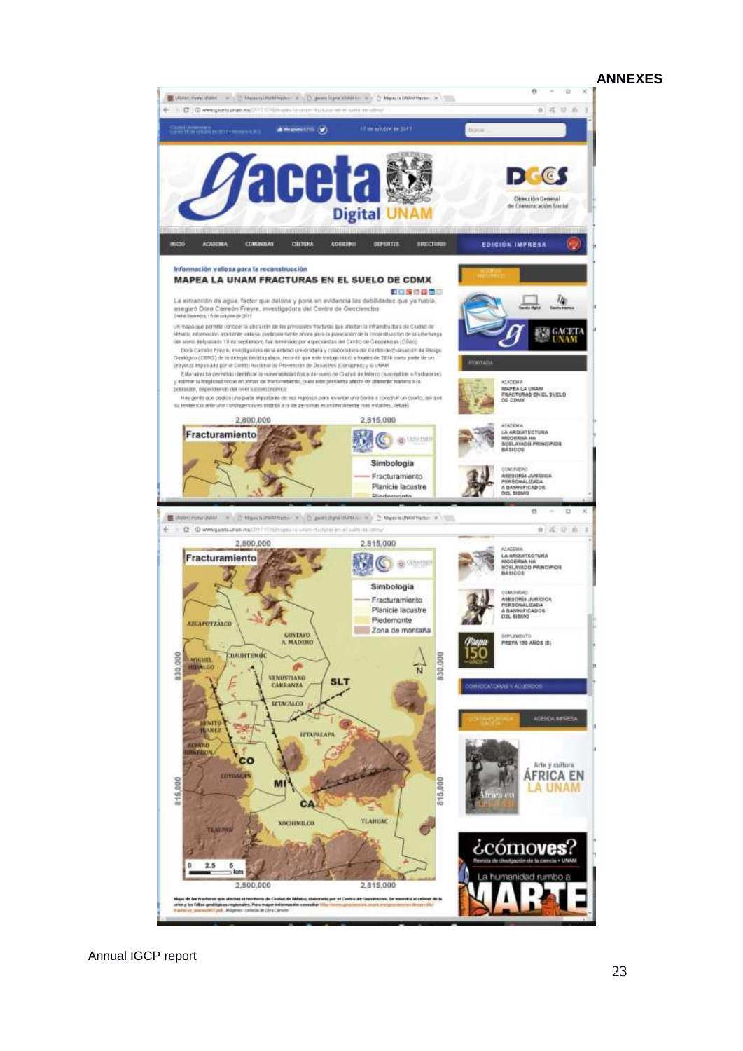# Gaceta Digital UNAM

Información valiosa para la reconstrucción

## MAPEA LA UNAM FRACTURAS EN EL SUELO DE CDMX

La extracción de agua, factor que detona y pone en evidencia las debilidades que ya había, aseguró Dora Carreón Freyre, investigadora del Centro de Geociencias

**Fracturamiento**

**Simbología**

- Fracturamiento
- Planicie lacustre
- Piedemonte
- Zona de montaña

AZCAPOTZALCO, GUSTAVO A. MADERO, CUAUHTÉMOC, MIGUEL HIDALGO, VENUSTIANO CARRANZA, IZTACALCO, BENITO JUÁREZ, IZTAPALAPA, ÁLVARO OBREGÓN, COYOACÁN, XOCHIMILCO, TLAHUAC, TLALPAN

SLT, CO, MI, CA

2,800,000 — 2,815,000

830,000 — 815,000

0 — 2.5 — 5 km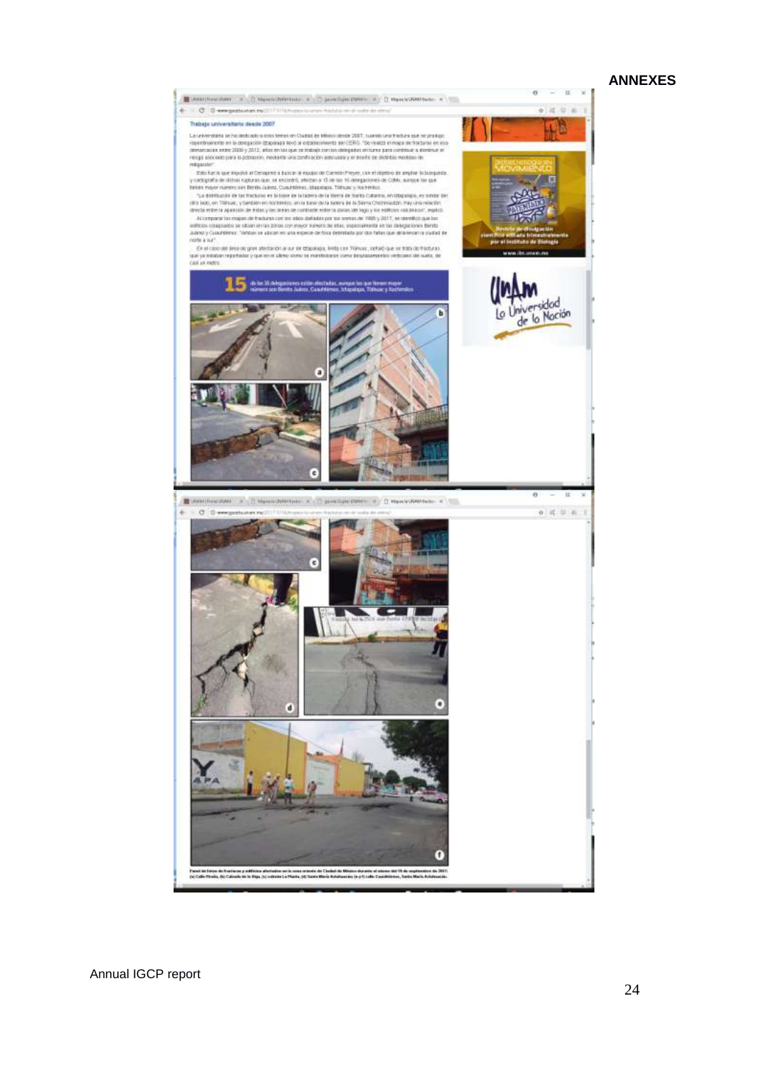# ANNEXES

**Trabajo universitario desde 2007**

**15** de las 16 delegaciones están afectadas, aunque las que tienen mayor número son Benito Juárez, Cuauhtémoc, Iztapalapa, Tláhuac y Xochimilco

**Panel de fotos de fracturas y edificios afectados en la zona oriente de Ciudad de México durante el sismo del 19 de septiembre de 2017: (a) Calle Piraña, (b) Calzada de la Viga, (c) ... La Planta, (d) Santa María Aztahuacán, (e y f) calle Cuauhtémoc, Santa María Aztahuacán.**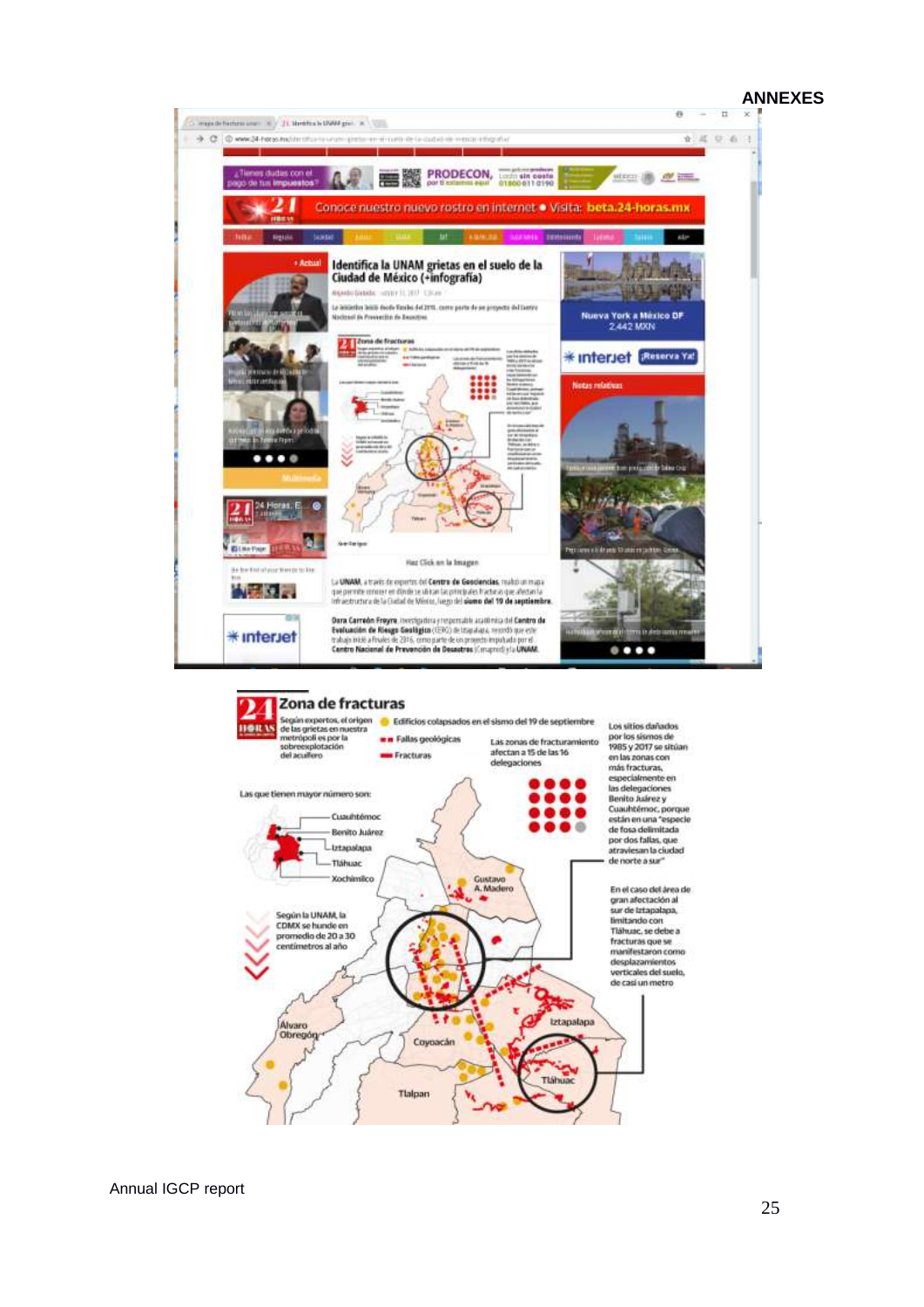# ANNEXES

Identifica la UNAM grietas en el suelo de la Ciudad de México (+infografía)

Haz Click en la Imagen

La UNAM, a través de expertos del Centro de Geociencias, realizó un mapa que permite conocer en dónde se ubican las principales fracturas que afectan la infraestructura de la Ciudad de México, luego del sismo del 19 de septiembre.

Dora Carreón Freyre, investigadora y responsable académica del Centro de Evaluación de Riesgo Geológico (CERG) de Iztapalapa, recordó que este trabajo inició a finales de 2016, como parte de un proyecto impulsado por el Centro Nacional de Prevención de Desastres (Cenapred) y la UNAM.

## Zona de fracturas

Según expertos, el origen de las grietas en nuestra metrópoli es por la sobreexplotación del acuífero

Edificios colapsados en el sismo del 19 de septiembre

Fallas geológicas

Fracturas

Las zonas de fracturamiento afectan a 15 de las 16 delegaciones

Los sitios dañados por los sismos de 1985 y 2017 se sitúan en las zonas con más fracturas, especialmente en las delegaciones Benito Juárez y Cuauhtémoc, porque están en una "especie de fosa delimitada por dos fallas, que atraviesan la ciudad de norte a sur"

Las que tienen mayor número son:

Cuauhtémoc

Benito Juárez

Iztapalapa

Tláhuac

Xochimilco

Según la UNAM, la CDMX se hunde en promedio de 20 a 30 centímetros al año

En el caso del área de gran afectación al sur de Iztapalapa, limitando con Tláhuac, se debe a fracturas que se manifestaron como desplazamientos verticales del suelo, de casi un metro

Gustavo A. Madero

Álvaro Obregón

Coyoacán

Iztapalapa

Tláhuac

Tlalpan

Annual IGCP report